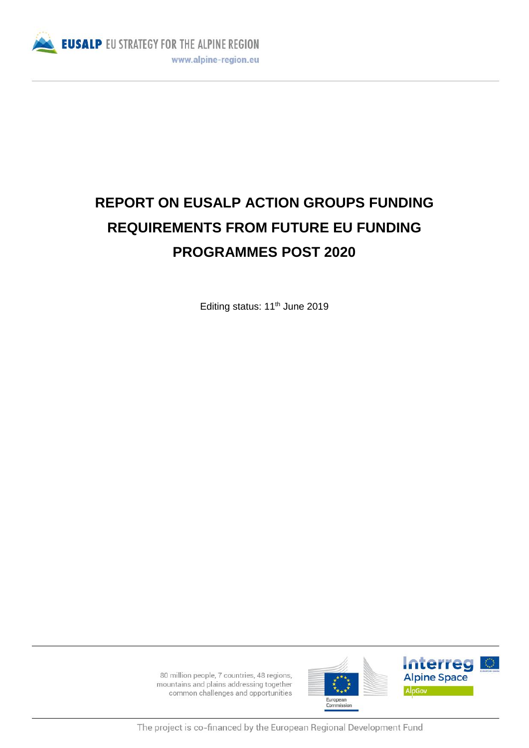EUSALP EU STRATEGY FOR THE ALPINE REGION

www.alpine-region.eu

# REPORT ON EUSALP ACTION GROUPS FUNDING REQUIREMENTS FROM FUTURE EU FUNDING PROGRAMMES POST 2020

Editing status: 11th June 2019

80 million people, 7 countries, 48 regions, mountains and plains addressing together common challenges and opportunities

The project is co-financed by the European Regional Development Fund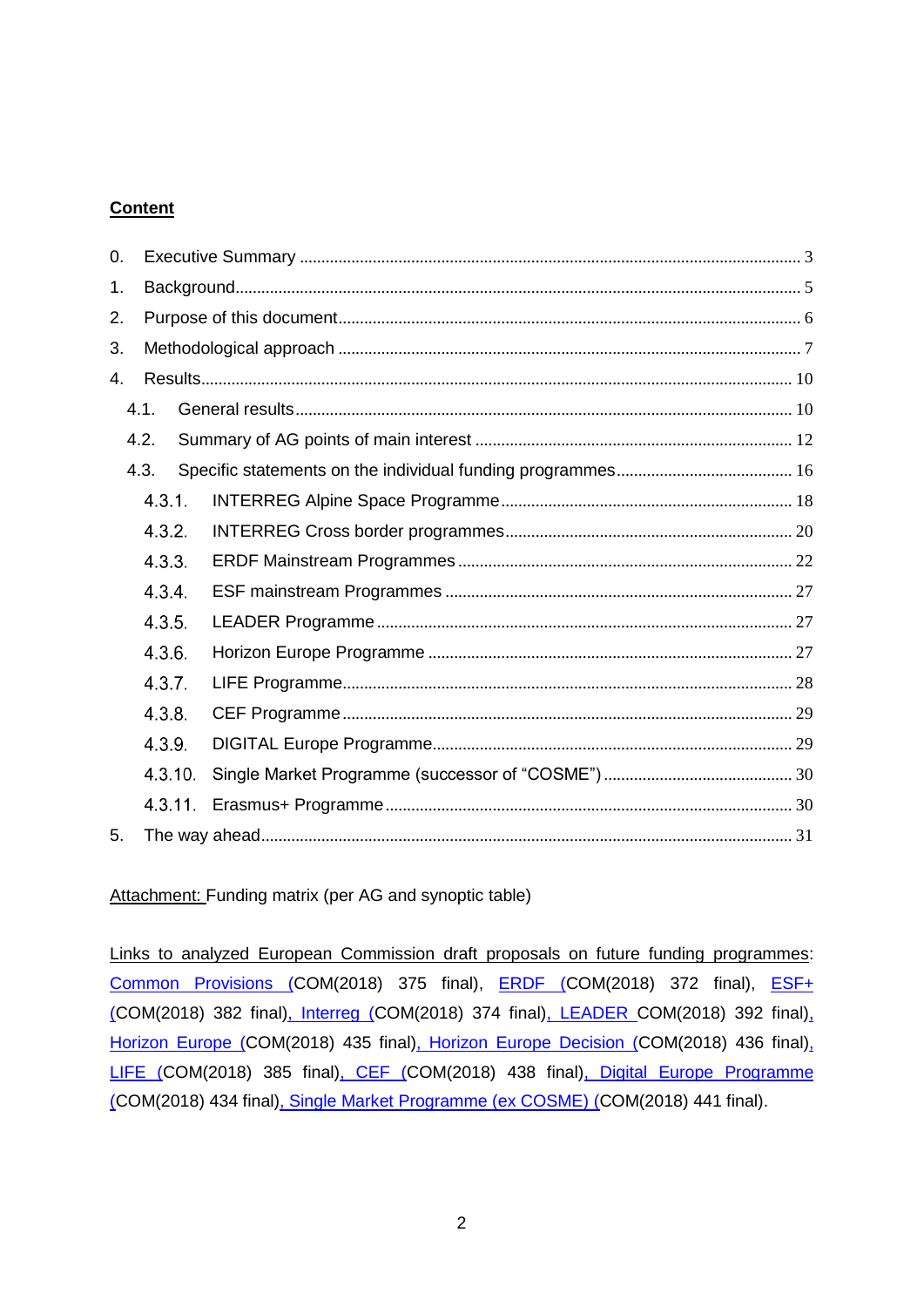**Content**

0. Executive Summary ........................................................ 3
1. Background ........................................................ 5
2. Purpose of this document ........................................................ 6
3. Methodological approach ........................................................ 7
4. Results ........................................................ 10
   - 4.1. General results ........................................................ 10
   - 4.2. Summary of AG points of main interest ........................................................ 12
   - 4.3. Specific statements on the individual funding programmes ........................................................ 16
     - 4.3.1. INTERREG Alpine Space Programme ........................................................ 18
     - 4.3.2. INTERREG Cross border programmes ........................................................ 20
     - 4.3.3. ERDF Mainstream Programmes ........................................................ 22
     - 4.3.4. ESF mainstream Programmes ........................................................ 27
     - 4.3.5. LEADER Programme ........................................................ 27
     - 4.3.6. Horizon Europe Programme ........................................................ 27
     - 4.3.7. LIFE Programme ........................................................ 28
     - 4.3.8. CEF Programme ........................................................ 29
     - 4.3.9. DIGITAL Europe Programme ........................................................ 29
     - 4.3.10. Single Market Programme (successor of “COSME”) ........................................................ 30
     - 4.3.11. Erasmus+ Programme ........................................................ 30
5. The way ahead ........................................................ 31

Attachment: Funding matrix (per AG and synoptic table)

Links to analyzed European Commission draft proposals on future funding programmes: Common Provisions (COM(2018) 375 final), ERDF (COM(2018) 372 final), ESF+ (COM(2018) 382 final), Interreg (COM(2018) 374 final), LEADER COM(2018) 392 final), Horizon Europe (COM(2018) 435 final), Horizon Europe Decision (COM(2018) 436 final), LIFE (COM(2018) 385 final), CEF (COM(2018) 438 final), Digital Europe Programme (COM(2018) 434 final), Single Market Programme (ex COSME) (COM(2018) 441 final).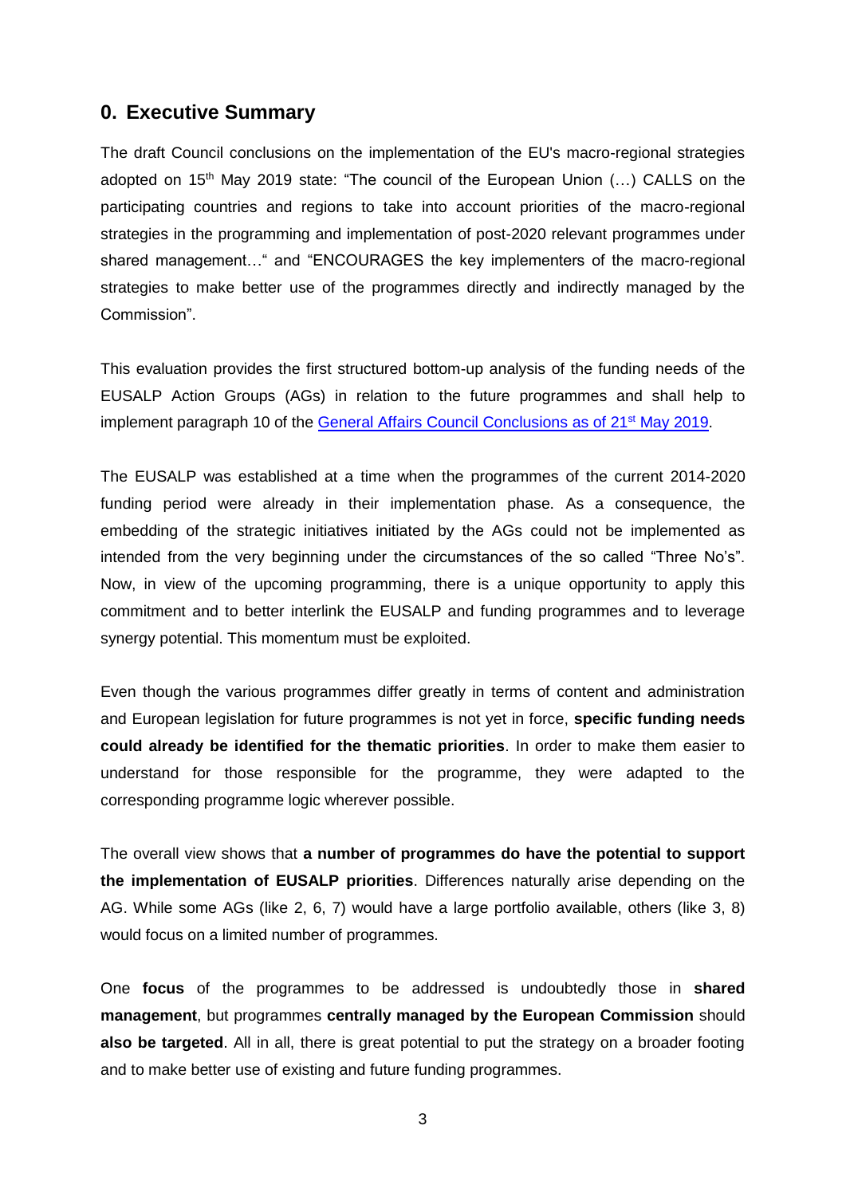## 0. Executive Summary

The draft Council conclusions on the implementation of the EU's macro-regional strategies adopted on 15th May 2019 state: "The council of the European Union (…) CALLS on the participating countries and regions to take into account priorities of the macro-regional strategies in the programming and implementation of post-2020 relevant programmes under shared management…" and "ENCOURAGES the key implementers of the macro-regional strategies to make better use of the programmes directly and indirectly managed by the Commission".

This evaluation provides the first structured bottom-up analysis of the funding needs of the EUSALP Action Groups (AGs) in relation to the future programmes and shall help to implement paragraph 10 of the General Affairs Council Conclusions as of 21st May 2019.

The EUSALP was established at a time when the programmes of the current 2014-2020 funding period were already in their implementation phase. As a consequence, the embedding of the strategic initiatives initiated by the AGs could not be implemented as intended from the very beginning under the circumstances of the so called "Three No's". Now, in view of the upcoming programming, there is a unique opportunity to apply this commitment and to better interlink the EUSALP and funding programmes and to leverage synergy potential. This momentum must be exploited.

Even though the various programmes differ greatly in terms of content and administration and European legislation for future programmes is not yet in force, **specific funding needs could already be identified for the thematic priorities**. In order to make them easier to understand for those responsible for the programme, they were adapted to the corresponding programme logic wherever possible.

The overall view shows that **a number of programmes do have the potential to support the implementation of EUSALP priorities**. Differences naturally arise depending on the AG. While some AGs (like 2, 6, 7) would have a large portfolio available, others (like 3, 8) would focus on a limited number of programmes.

One **focus** of the programmes to be addressed is undoubtedly those in **shared management**, but programmes **centrally managed by the European Commission** should **also be targeted**. All in all, there is great potential to put the strategy on a broader footing and to make better use of existing and future funding programmes.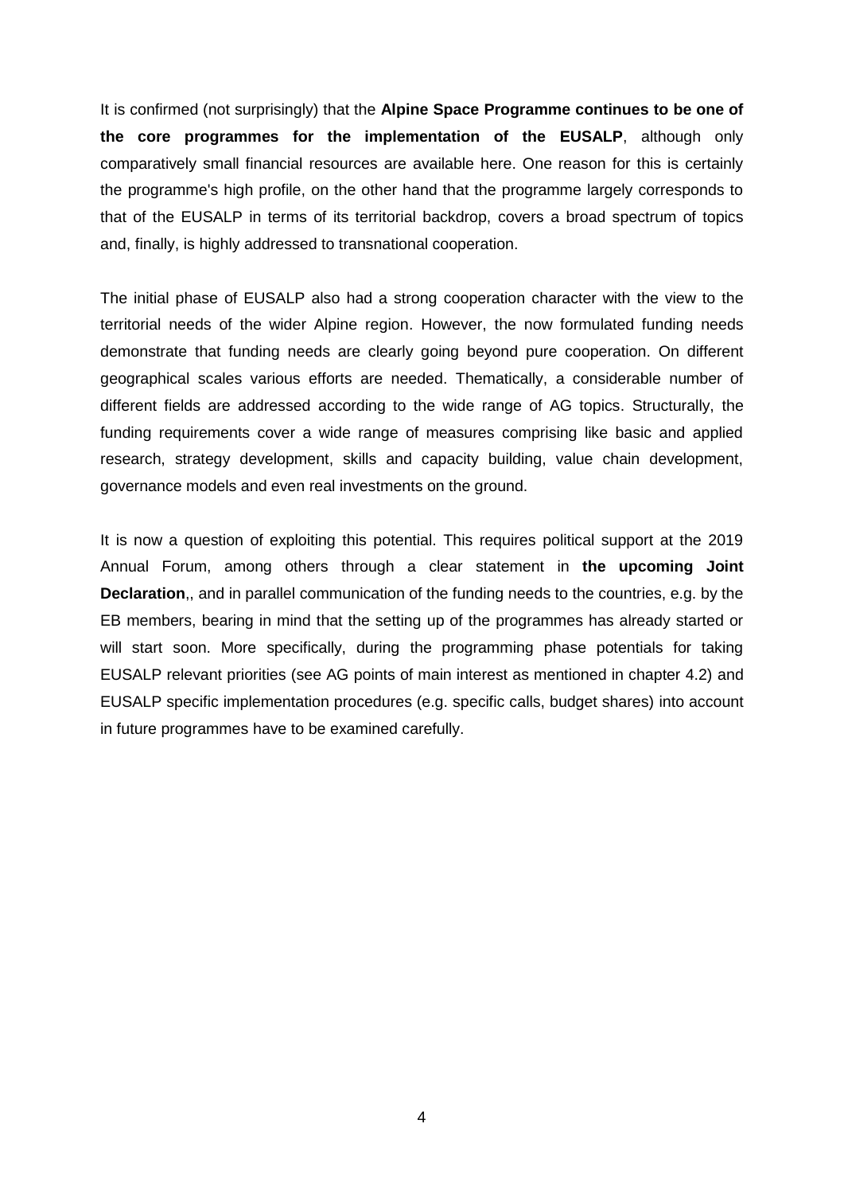It is confirmed (not surprisingly) that the **Alpine Space Programme continues to be one of the core programmes for the implementation of the EUSALP**, although only comparatively small financial resources are available here. One reason for this is certainly the programme's high profile, on the other hand that the programme largely corresponds to that of the EUSALP in terms of its territorial backdrop, covers a broad spectrum of topics and, finally, is highly addressed to transnational cooperation.

The initial phase of EUSALP also had a strong cooperation character with the view to the territorial needs of the wider Alpine region. However, the now formulated funding needs demonstrate that funding needs are clearly going beyond pure cooperation. On different geographical scales various efforts are needed. Thematically, a considerable number of different fields are addressed according to the wide range of AG topics. Structurally, the funding requirements cover a wide range of measures comprising like basic and applied research, strategy development, skills and capacity building, value chain development, governance models and even real investments on the ground.

It is now a question of exploiting this potential. This requires political support at the 2019 Annual Forum, among others through a clear statement in **the upcoming Joint Declaration**,, and in parallel communication of the funding needs to the countries, e.g. by the EB members, bearing in mind that the setting up of the programmes has already started or will start soon. More specifically, during the programming phase potentials for taking EUSALP relevant priorities (see AG points of main interest as mentioned in chapter 4.2) and EUSALP specific implementation procedures (e.g. specific calls, budget shares) into account in future programmes have to be examined carefully.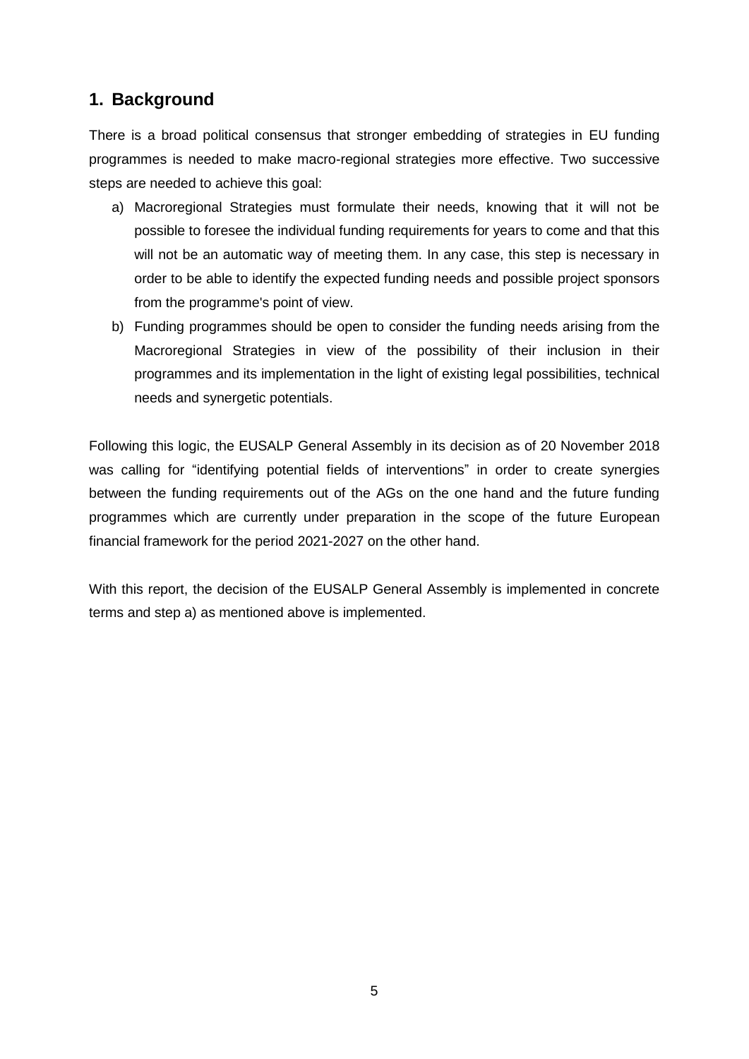## 1. Background

There is a broad political consensus that stronger embedding of strategies in EU funding programmes is needed to make macro-regional strategies more effective. Two successive steps are needed to achieve this goal:

a) Macroregional Strategies must formulate their needs, knowing that it will not be possible to foresee the individual funding requirements for years to come and that this will not be an automatic way of meeting them. In any case, this step is necessary in order to be able to identify the expected funding needs and possible project sponsors from the programme's point of view.

b) Funding programmes should be open to consider the funding needs arising from the Macroregional Strategies in view of the possibility of their inclusion in their programmes and its implementation in the light of existing legal possibilities, technical needs and synergetic potentials.

Following this logic, the EUSALP General Assembly in its decision as of 20 November 2018 was calling for "identifying potential fields of interventions" in order to create synergies between the funding requirements out of the AGs on the one hand and the future funding programmes which are currently under preparation in the scope of the future European financial framework for the period 2021-2027 on the other hand.

With this report, the decision of the EUSALP General Assembly is implemented in concrete terms and step a) as mentioned above is implemented.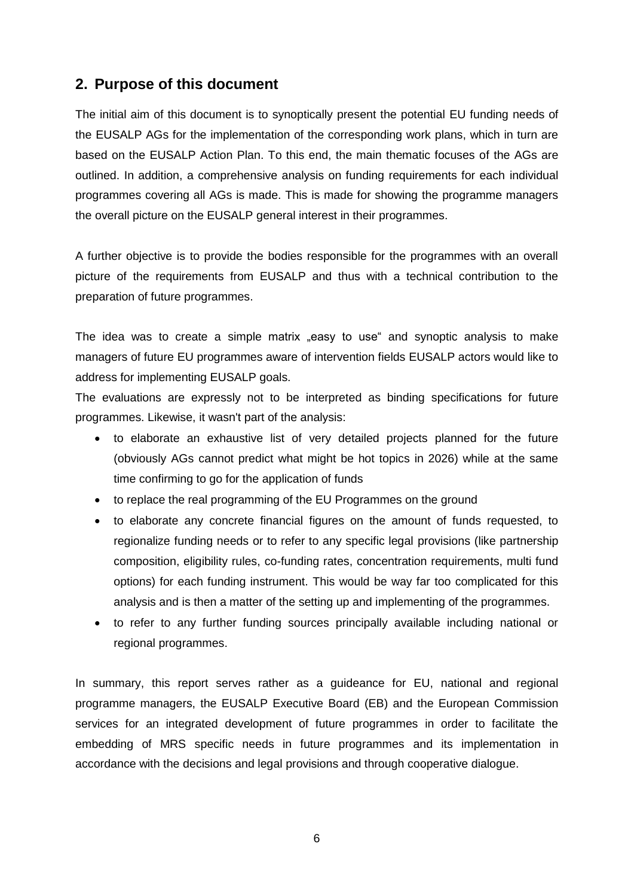## 2. Purpose of this document

The initial aim of this document is to synoptically present the potential EU funding needs of the EUSALP AGs for the implementation of the corresponding work plans, which in turn are based on the EUSALP Action Plan. To this end, the main thematic focuses of the AGs are outlined. In addition, a comprehensive analysis on funding requirements for each individual programmes covering all AGs is made. This is made for showing the programme managers the overall picture on the EUSALP general interest in their programmes.

A further objective is to provide the bodies responsible for the programmes with an overall picture of the requirements from EUSALP and thus with a technical contribution to the preparation of future programmes.

The idea was to create a simple matrix „easy to use“ and synoptic analysis to make managers of future EU programmes aware of intervention fields EUSALP actors would like to address for implementing EUSALP goals.

The evaluations are expressly not to be interpreted as binding specifications for future programmes. Likewise, it wasn't part of the analysis:

- to elaborate an exhaustive list of very detailed projects planned for the future (obviously AGs cannot predict what might be hot topics in 2026) while at the same time confirming to go for the application of funds
- to replace the real programming of the EU Programmes on the ground
- to elaborate any concrete financial figures on the amount of funds requested, to regionalize funding needs or to refer to any specific legal provisions (like partnership composition, eligibility rules, co-funding rates, concentration requirements, multi fund options) for each funding instrument. This would be way far too complicated for this analysis and is then a matter of the setting up and implementing of the programmes.
- to refer to any further funding sources principally available including national or regional programmes.

In summary, this report serves rather as a guideance for EU, national and regional programme managers, the EUSALP Executive Board (EB) and the European Commission services for an integrated development of future programmes in order to facilitate the embedding of MRS specific needs in future programmes and its implementation in accordance with the decisions and legal provisions and through cooperative dialogue.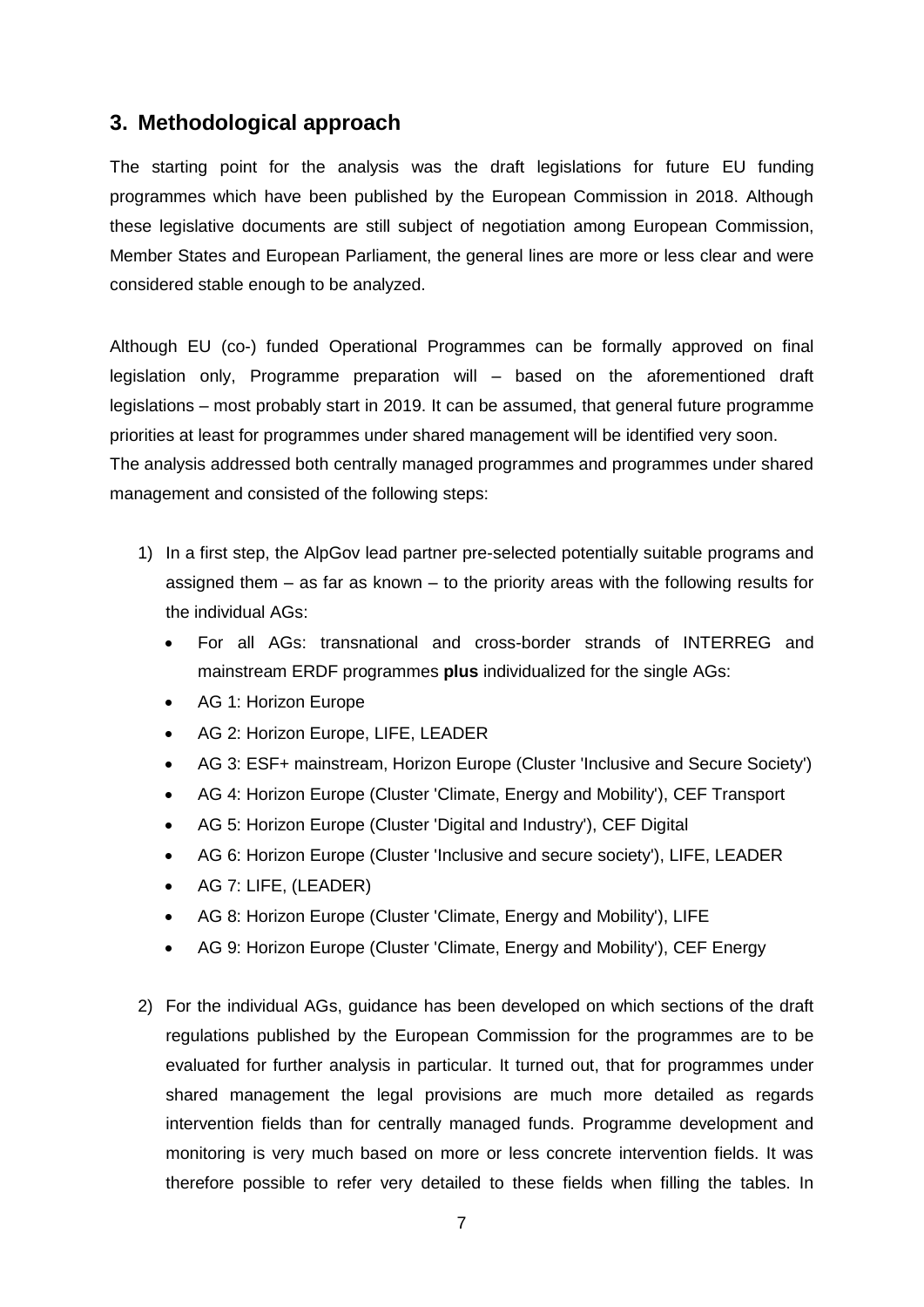## 3. Methodological approach

The starting point for the analysis was the draft legislations for future EU funding programmes which have been published by the European Commission in 2018. Although these legislative documents are still subject of negotiation among European Commission, Member States and European Parliament, the general lines are more or less clear and were considered stable enough to be analyzed.

Although EU (co-) funded Operational Programmes can be formally approved on final legislation only, Programme preparation will – based on the aforementioned draft legislations – most probably start in 2019. It can be assumed, that general future programme priorities at least for programmes under shared management will be identified very soon.
The analysis addressed both centrally managed programmes and programmes under shared management and consisted of the following steps:

1) In a first step, the AlpGov lead partner pre-selected potentially suitable programs and assigned them – as far as known – to the priority areas with the following results for the individual AGs:
   - For all AGs: transnational and cross-border strands of INTERREG and mainstream ERDF programmes **plus** individualized for the single AGs:
   - AG 1: Horizon Europe
   - AG 2: Horizon Europe, LIFE, LEADER
   - AG 3: ESF+ mainstream, Horizon Europe (Cluster 'Inclusive and Secure Society')
   - AG 4: Horizon Europe (Cluster 'Climate, Energy and Mobility'), CEF Transport
   - AG 5: Horizon Europe (Cluster 'Digital and Industry'), CEF Digital
   - AG 6: Horizon Europe (Cluster 'Inclusive and secure society'), LIFE, LEADER
   - AG 7: LIFE, (LEADER)
   - AG 8: Horizon Europe (Cluster 'Climate, Energy and Mobility'), LIFE
   - AG 9: Horizon Europe (Cluster 'Climate, Energy and Mobility'), CEF Energy

2) For the individual AGs, guidance has been developed on which sections of the draft regulations published by the European Commission for the programmes are to be evaluated for further analysis in particular. It turned out, that for programmes under shared management the legal provisions are much more detailed as regards intervention fields than for centrally managed funds. Programme development and monitoring is very much based on more or less concrete intervention fields. It was therefore possible to refer very detailed to these fields when filling the tables. In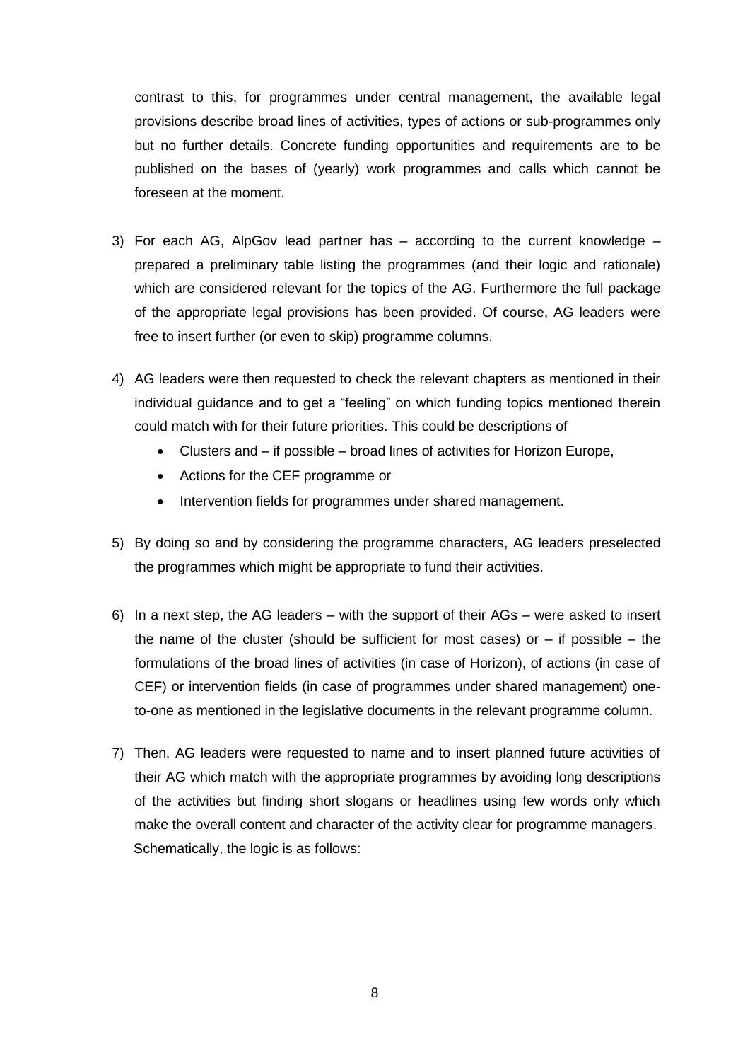contrast to this, for programmes under central management, the available legal provisions describe broad lines of activities, types of actions or sub-programmes only but no further details. Concrete funding opportunities and requirements are to be published on the bases of (yearly) work programmes and calls which cannot be foreseen at the moment.

3) For each AG, AlpGov lead partner has – according to the current knowledge – prepared a preliminary table listing the programmes (and their logic and rationale) which are considered relevant for the topics of the AG. Furthermore the full package of the appropriate legal provisions has been provided. Of course, AG leaders were free to insert further (or even to skip) programme columns.

4) AG leaders were then requested to check the relevant chapters as mentioned in their individual guidance and to get a "feeling" on which funding topics mentioned therein could match with for their future priorities. This could be descriptions of
   - Clusters and – if possible – broad lines of activities for Horizon Europe,
   - Actions for the CEF programme or
   - Intervention fields for programmes under shared management.

5) By doing so and by considering the programme characters, AG leaders preselected the programmes which might be appropriate to fund their activities.

6) In a next step, the AG leaders – with the support of their AGs – were asked to insert the name of the cluster (should be sufficient for most cases) or – if possible – the formulations of the broad lines of activities (in case of Horizon), of actions (in case of CEF) or intervention fields (in case of programmes under shared management) one-to-one as mentioned in the legislative documents in the relevant programme column.

7) Then, AG leaders were requested to name and to insert planned future activities of their AG which match with the appropriate programmes by avoiding long descriptions of the activities but finding short slogans or headlines using few words only which make the overall content and character of the activity clear for programme managers.
   Schematically, the logic is as follows: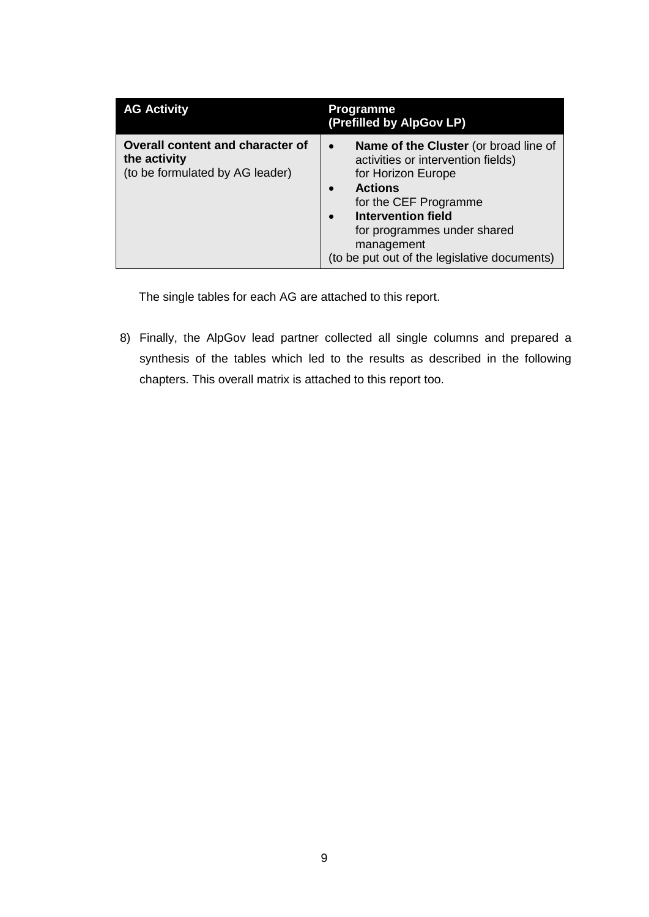| AG Activity | Programme (Prefilled by AlpGov LP) |
| --- | --- |
| **Overall content and character of the activity** (to be formulated by AG leader) | • **Name of the Cluster** (or broad line of activities or intervention fields) for Horizon Europe<br>• **Actions** for the CEF Programme<br>• **Intervention field** for programmes under shared management<br>(to be put out of the legislative documents) |

The single tables for each AG are attached to this report.

8) Finally, the AlpGov lead partner collected all single columns and prepared a synthesis of the tables which led to the results as described in the following chapters. This overall matrix is attached to this report too.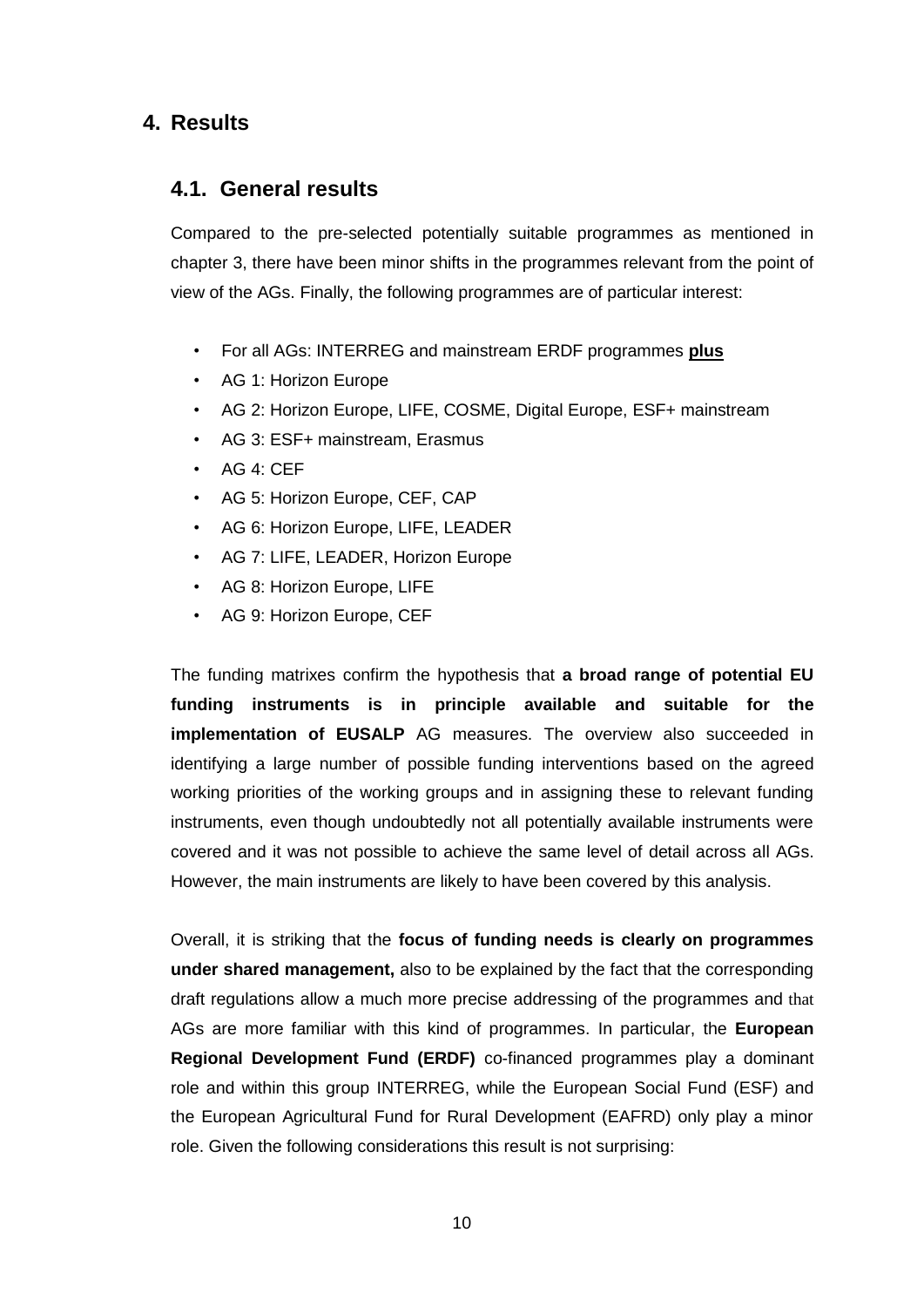# 4. Results

## 4.1. General results

Compared to the pre-selected potentially suitable programmes as mentioned in chapter 3, there have been minor shifts in the programmes relevant from the point of view of the AGs. Finally, the following programmes are of particular interest:

- For all AGs: INTERREG and mainstream ERDF programmes <u>**plus**</u>
- AG 1: Horizon Europe
- AG 2: Horizon Europe, LIFE, COSME, Digital Europe, ESF+ mainstream
- AG 3: ESF+ mainstream, Erasmus
- AG 4: CEF
- AG 5: Horizon Europe, CEF, CAP
- AG 6: Horizon Europe, LIFE, LEADER
- AG 7: LIFE, LEADER, Horizon Europe
- AG 8: Horizon Europe, LIFE
- AG 9: Horizon Europe, CEF

The funding matrixes confirm the hypothesis that **a broad range of potential EU funding instruments is in principle available and suitable for the implementation of EUSALP** AG measures. The overview also succeeded in identifying a large number of possible funding interventions based on the agreed working priorities of the working groups and in assigning these to relevant funding instruments, even though undoubtedly not all potentially available instruments were covered and it was not possible to achieve the same level of detail across all AGs. However, the main instruments are likely to have been covered by this analysis.

Overall, it is striking that the **focus of funding needs is clearly on programmes under shared management,** also to be explained by the fact that the corresponding draft regulations allow a much more precise addressing of the programmes and that AGs are more familiar with this kind of programmes. In particular, the **European Regional Development Fund (ERDF)** co-financed programmes play a dominant role and within this group INTERREG, while the European Social Fund (ESF) and the European Agricultural Fund for Rural Development (EAFRD) only play a minor role. Given the following considerations this result is not surprising: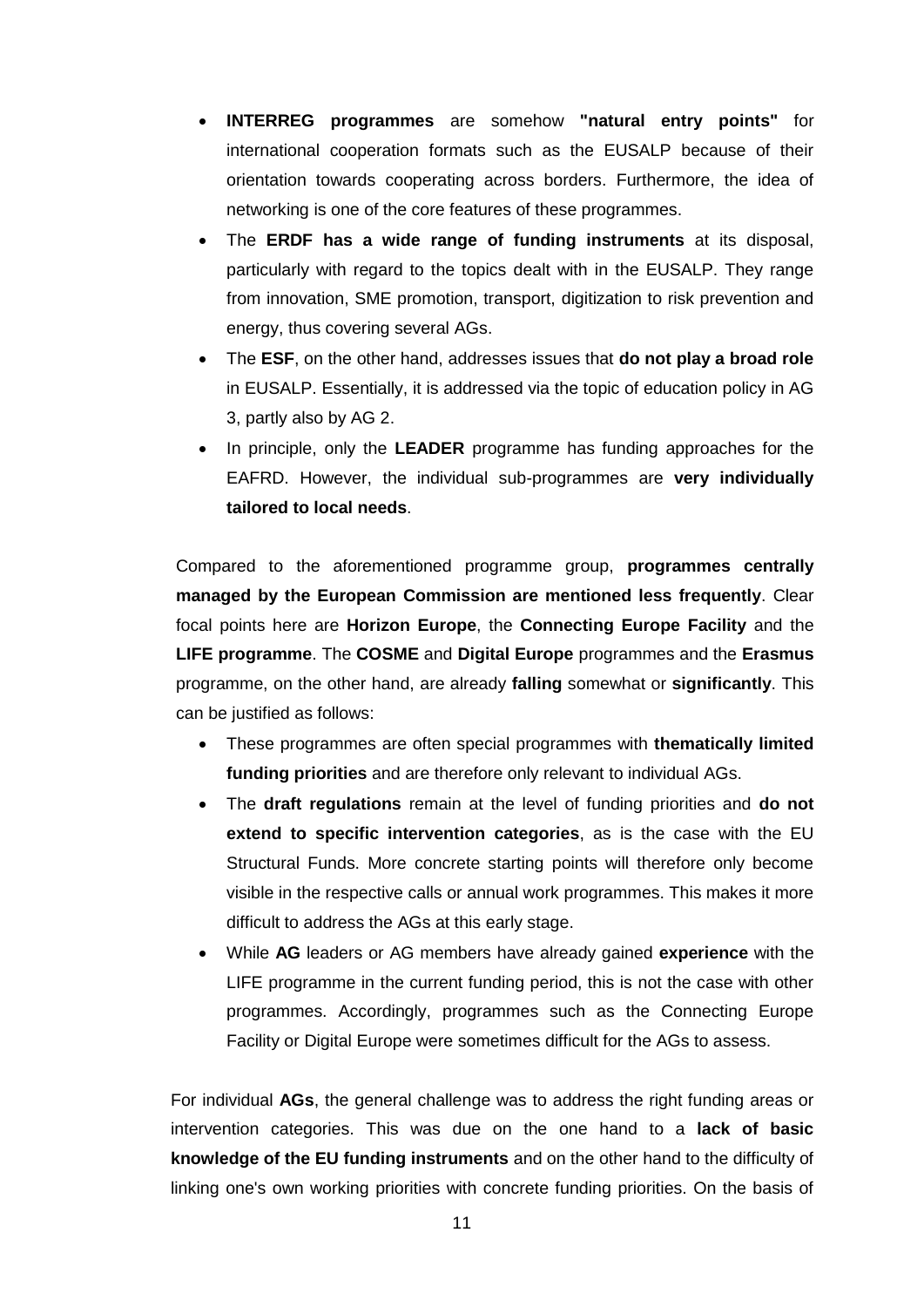- **INTERREG programmes** are somehow **"natural entry points"** for international cooperation formats such as the EUSALP because of their orientation towards cooperating across borders. Furthermore, the idea of networking is one of the core features of these programmes.
- The **ERDF has a wide range of funding instruments** at its disposal, particularly with regard to the topics dealt with in the EUSALP. They range from innovation, SME promotion, transport, digitization to risk prevention and energy, thus covering several AGs.
- The **ESF**, on the other hand, addresses issues that **do not play a broad role** in EUSALP. Essentially, it is addressed via the topic of education policy in AG 3, partly also by AG 2.
- In principle, only the **LEADER** programme has funding approaches for the EAFRD. However, the individual sub-programmes are **very individually tailored to local needs**.

Compared to the aforementioned programme group, **programmes centrally managed by the European Commission are mentioned less frequently**. Clear focal points here are **Horizon Europe**, the **Connecting Europe Facility** and the **LIFE programme**. The **COSME** and **Digital Europe** programmes and the **Erasmus** programme, on the other hand, are already **falling** somewhat or **significantly**. This can be justified as follows:

- These programmes are often special programmes with **thematically limited funding priorities** and are therefore only relevant to individual AGs.
- The **draft regulations** remain at the level of funding priorities and **do not extend to specific intervention categories**, as is the case with the EU Structural Funds. More concrete starting points will therefore only become visible in the respective calls or annual work programmes. This makes it more difficult to address the AGs at this early stage.
- While **AG** leaders or AG members have already gained **experience** with the LIFE programme in the current funding period, this is not the case with other programmes. Accordingly, programmes such as the Connecting Europe Facility or Digital Europe were sometimes difficult for the AGs to assess.

For individual **AGs**, the general challenge was to address the right funding areas or intervention categories. This was due on the one hand to a **lack of basic knowledge of the EU funding instruments** and on the other hand to the difficulty of linking one's own working priorities with concrete funding priorities. On the basis of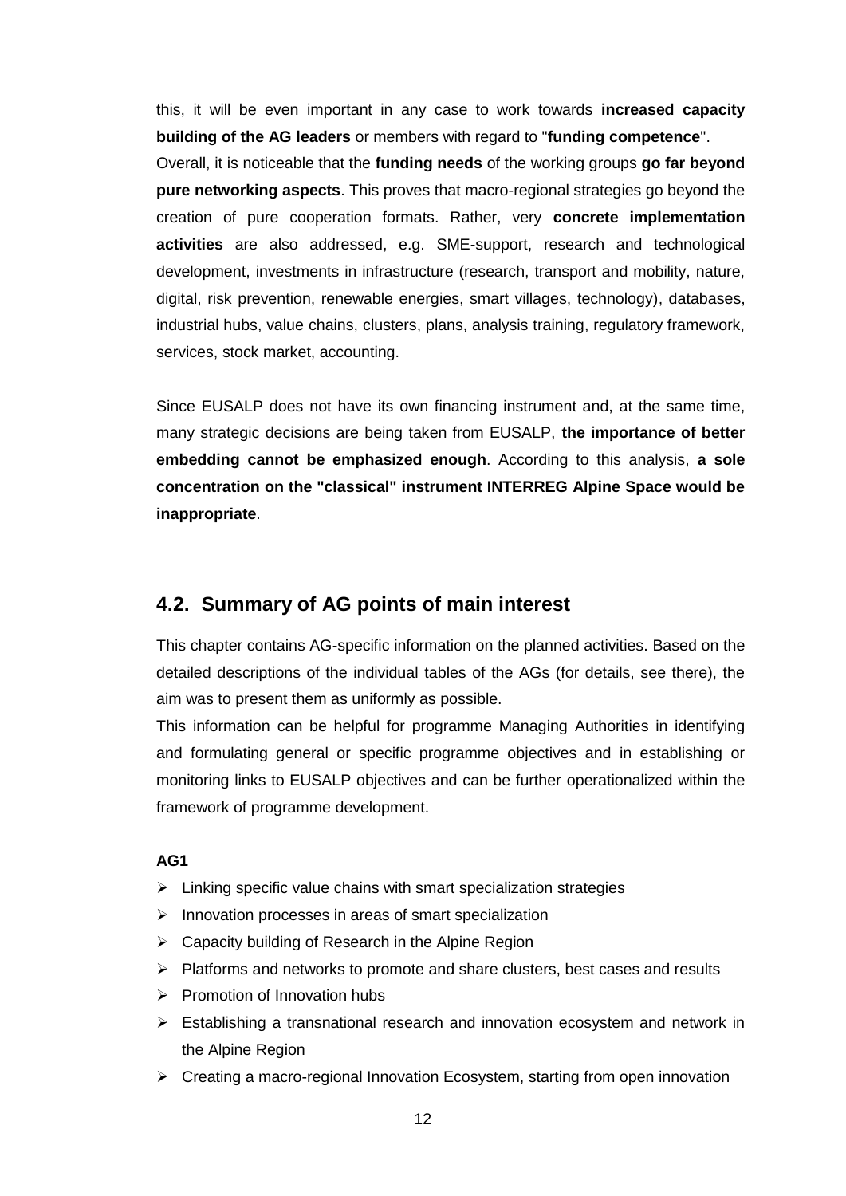this, it will be even important in any case to work towards **increased capacity building of the AG leaders** or members with regard to "**funding competence**".

Overall, it is noticeable that the **funding needs** of the working groups **go far beyond pure networking aspects**. This proves that macro-regional strategies go beyond the creation of pure cooperation formats. Rather, very **concrete implementation activities** are also addressed, e.g. SME-support, research and technological development, investments in infrastructure (research, transport and mobility, nature, digital, risk prevention, renewable energies, smart villages, technology), databases, industrial hubs, value chains, clusters, plans, analysis training, regulatory framework, services, stock market, accounting.

Since EUSALP does not have its own financing instrument and, at the same time, many strategic decisions are being taken from EUSALP, **the importance of better embedding cannot be emphasized enough**. According to this analysis, **a sole concentration on the "classical" instrument INTERREG Alpine Space would be inappropriate**.

## 4.2. Summary of AG points of main interest

This chapter contains AG-specific information on the planned activities. Based on the detailed descriptions of the individual tables of the AGs (for details, see there), the aim was to present them as uniformly as possible.

This information can be helpful for programme Managing Authorities in identifying and formulating general or specific programme objectives and in establishing or monitoring links to EUSALP objectives and can be further operationalized within the framework of programme development.

**AG1**

- Linking specific value chains with smart specialization strategies
- Innovation processes in areas of smart specialization
- Capacity building of Research in the Alpine Region
- Platforms and networks to promote and share clusters, best cases and results
- Promotion of Innovation hubs
- Establishing a transnational research and innovation ecosystem and network in the Alpine Region
- Creating a macro-regional Innovation Ecosystem, starting from open innovation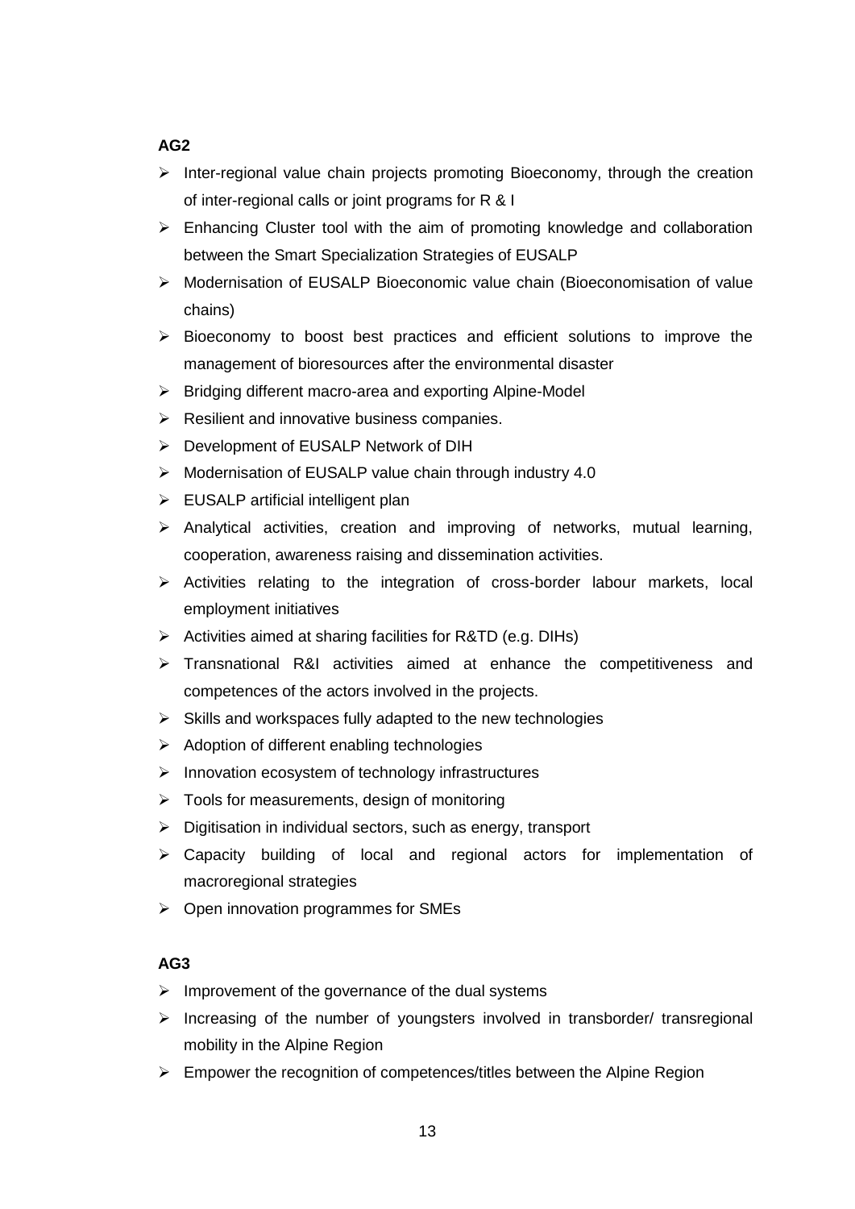**AG2**

- Inter-regional value chain projects promoting Bioeconomy, through the creation of inter-regional calls or joint programs for R & I
- Enhancing Cluster tool with the aim of promoting knowledge and collaboration between the Smart Specialization Strategies of EUSALP
- Modernisation of EUSALP Bioeconomic value chain (Bioeconomisation of value chains)
- Bioeconomy to boost best practices and efficient solutions to improve the management of bioresources after the environmental disaster
- Bridging different macro-area and exporting Alpine-Model
- Resilient and innovative business companies.
- Development of EUSALP Network of DIH
- Modernisation of EUSALP value chain through industry 4.0
- EUSALP artificial intelligent plan
- Analytical activities, creation and improving of networks, mutual learning, cooperation, awareness raising and dissemination activities.
- Activities relating to the integration of cross-border labour markets, local employment initiatives
- Activities aimed at sharing facilities for R&TD (e.g. DIHs)
- Transnational R&I activities aimed at enhance the competitiveness and competences of the actors involved in the projects.
- Skills and workspaces fully adapted to the new technologies
- Adoption of different enabling technologies
- Innovation ecosystem of technology infrastructures
- Tools for measurements, design of monitoring
- Digitisation in individual sectors, such as energy, transport
- Capacity building of local and regional actors for implementation of macroregional strategies
- Open innovation programmes for SMEs

**AG3**

- Improvement of the governance of the dual systems
- Increasing of the number of youngsters involved in transborder/ transregional mobility in the Alpine Region
- Empower the recognition of competences/titles between the Alpine Region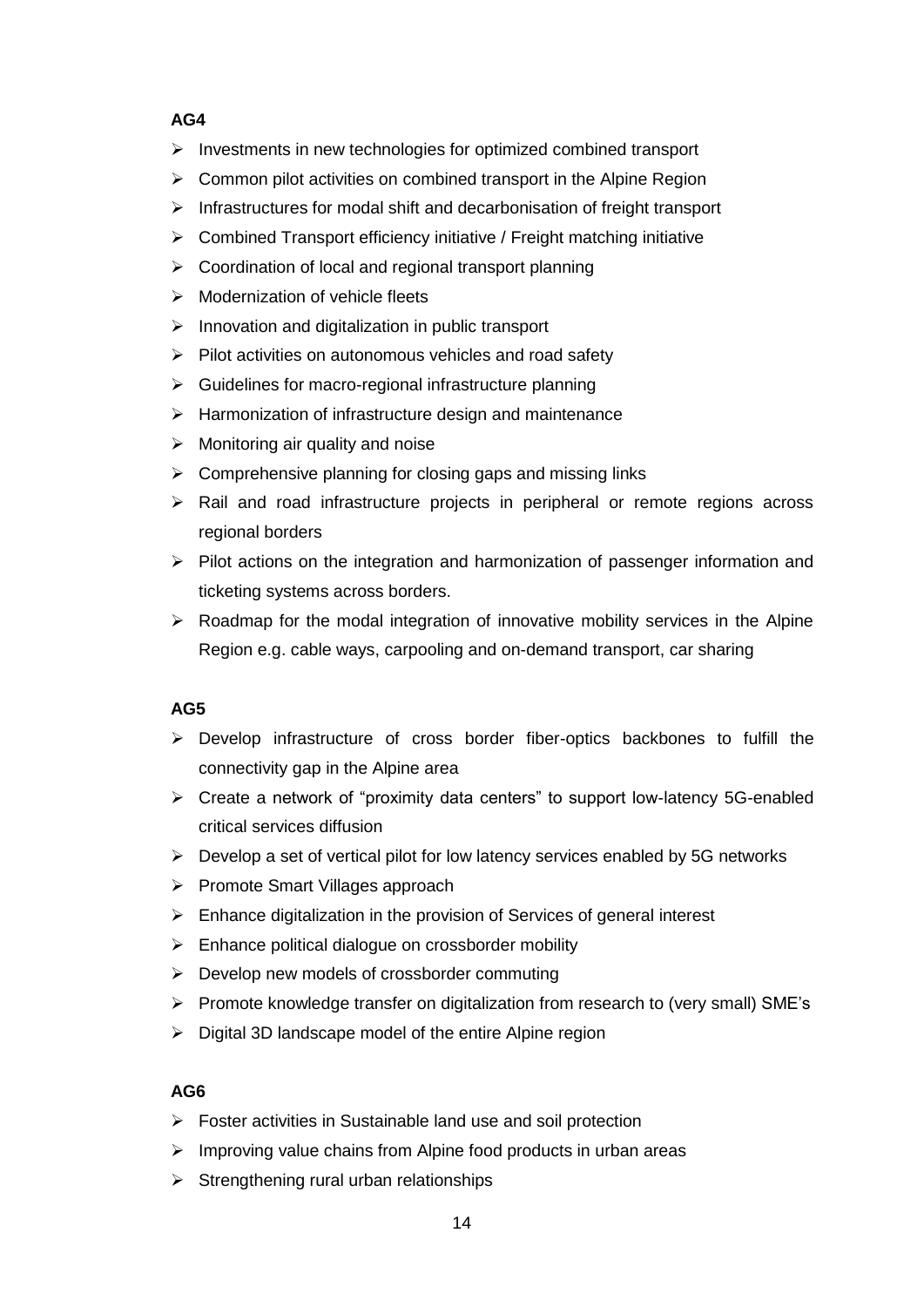**AG4**

- Investments in new technologies for optimized combined transport
- Common pilot activities on combined transport in the Alpine Region
- Infrastructures for modal shift and decarbonisation of freight transport
- Combined Transport efficiency initiative / Freight matching initiative
- Coordination of local and regional transport planning
- Modernization of vehicle fleets
- Innovation and digitalization in public transport
- Pilot activities on autonomous vehicles and road safety
- Guidelines for macro-regional infrastructure planning
- Harmonization of infrastructure design and maintenance
- Monitoring air quality and noise
- Comprehensive planning for closing gaps and missing links
- Rail and road infrastructure projects in peripheral or remote regions across regional borders
- Pilot actions on the integration and harmonization of passenger information and ticketing systems across borders.
- Roadmap for the modal integration of innovative mobility services in the Alpine Region e.g. cable ways, carpooling and on-demand transport, car sharing

**AG5**

- Develop infrastructure of cross border fiber-optics backbones to fulfill the connectivity gap in the Alpine area
- Create a network of "proximity data centers" to support low-latency 5G-enabled critical services diffusion
- Develop a set of vertical pilot for low latency services enabled by 5G networks
- Promote Smart Villages approach
- Enhance digitalization in the provision of Services of general interest
- Enhance political dialogue on crossborder mobility
- Develop new models of crossborder commuting
- Promote knowledge transfer on digitalization from research to (very small) SME's
- Digital 3D landscape model of the entire Alpine region

**AG6**

- Foster activities in Sustainable land use and soil protection
- Improving value chains from Alpine food products in urban areas
- Strengthening rural urban relationships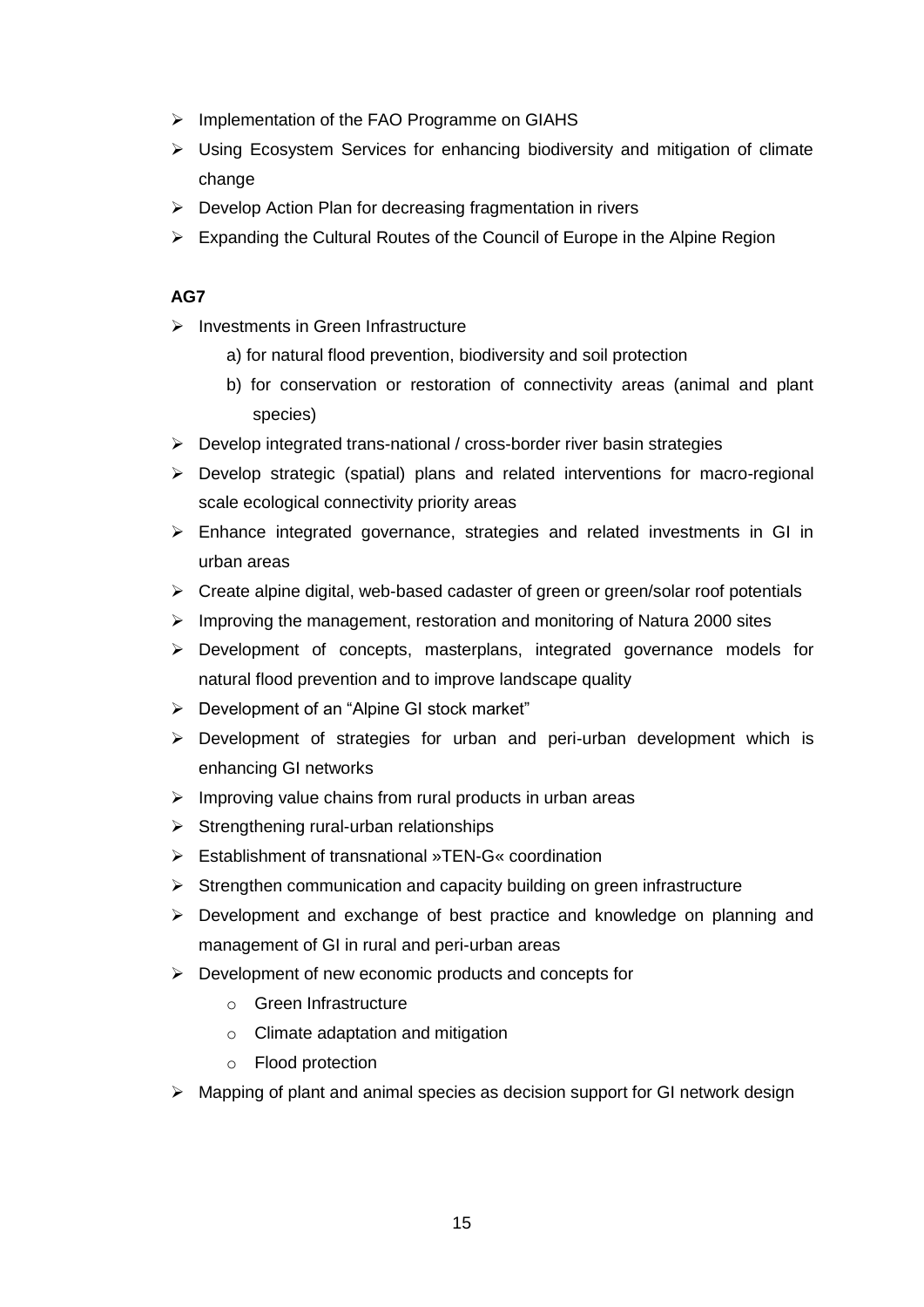- Implementation of the FAO Programme on GIAHS
- Using Ecosystem Services for enhancing biodiversity and mitigation of climate change
- Develop Action Plan for decreasing fragmentation in rivers
- Expanding the Cultural Routes of the Council of Europe in the Alpine Region

**AG7**

- Investments in Green Infrastructure
  - a) for natural flood prevention, biodiversity and soil protection
  - b) for conservation or restoration of connectivity areas (animal and plant species)
- Develop integrated trans-national / cross-border river basin strategies
- Develop strategic (spatial) plans and related interventions for macro-regional scale ecological connectivity priority areas
- Enhance integrated governance, strategies and related investments in GI in urban areas
- Create alpine digital, web-based cadaster of green or green/solar roof potentials
- Improving the management, restoration and monitoring of Natura 2000 sites
- Development of concepts, masterplans, integrated governance models for natural flood prevention and to improve landscape quality
- Development of an "Alpine GI stock market"
- Development of strategies for urban and peri-urban development which is enhancing GI networks
- Improving value chains from rural products in urban areas
- Strengthening rural-urban relationships
- Establishment of transnational »TEN-G« coordination
- Strengthen communication and capacity building on green infrastructure
- Development and exchange of best practice and knowledge on planning and management of GI in rural and peri-urban areas
- Development of new economic products and concepts for
  - Green Infrastructure
  - Climate adaptation and mitigation
  - Flood protection
- Mapping of plant and animal species as decision support for GI network design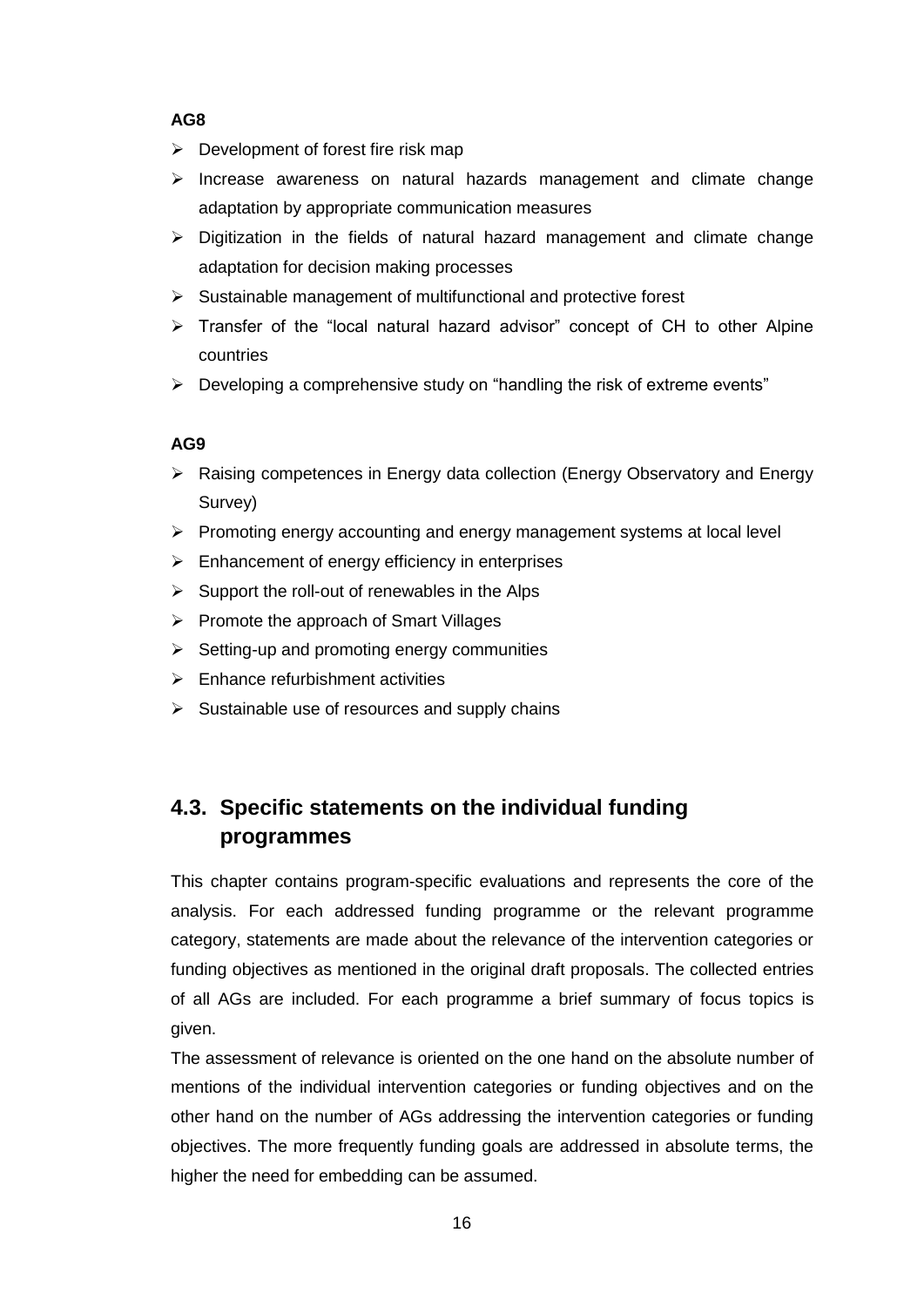**AG8**

- Development of forest fire risk map
- Increase awareness on natural hazards management and climate change adaptation by appropriate communication measures
- Digitization in the fields of natural hazard management and climate change adaptation for decision making processes
- Sustainable management of multifunctional and protective forest
- Transfer of the "local natural hazard advisor" concept of CH to other Alpine countries
- Developing a comprehensive study on "handling the risk of extreme events"

**AG9**

- Raising competences in Energy data collection (Energy Observatory and Energy Survey)
- Promoting energy accounting and energy management systems at local level
- Enhancement of energy efficiency in enterprises
- Support the roll-out of renewables in the Alps
- Promote the approach of Smart Villages
- Setting-up and promoting energy communities
- Enhance refurbishment activities
- Sustainable use of resources and supply chains

## 4.3. Specific statements on the individual funding programmes

This chapter contains program-specific evaluations and represents the core of the analysis. For each addressed funding programme or the relevant programme category, statements are made about the relevance of the intervention categories or funding objectives as mentioned in the original draft proposals. The collected entries of all AGs are included. For each programme a brief summary of focus topics is given.

The assessment of relevance is oriented on the one hand on the absolute number of mentions of the individual intervention categories or funding objectives and on the other hand on the number of AGs addressing the intervention categories or funding objectives. The more frequently funding goals are addressed in absolute terms, the higher the need for embedding can be assumed.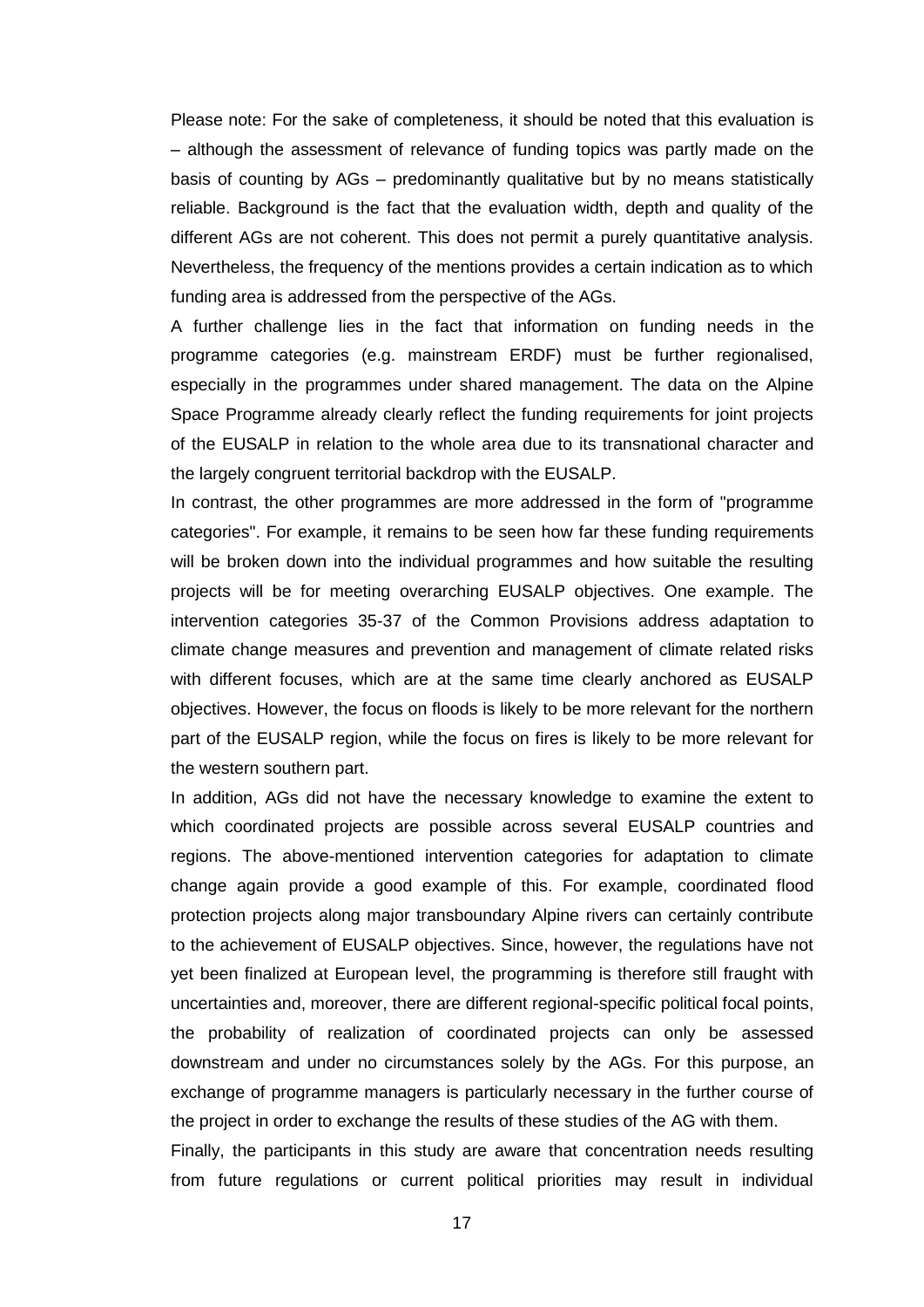Please note: For the sake of completeness, it should be noted that this evaluation is – although the assessment of relevance of funding topics was partly made on the basis of counting by AGs – predominantly qualitative but by no means statistically reliable. Background is the fact that the evaluation width, depth and quality of the different AGs are not coherent. This does not permit a purely quantitative analysis. Nevertheless, the frequency of the mentions provides a certain indication as to which funding area is addressed from the perspective of the AGs.

A further challenge lies in the fact that information on funding needs in the programme categories (e.g. mainstream ERDF) must be further regionalised, especially in the programmes under shared management. The data on the Alpine Space Programme already clearly reflect the funding requirements for joint projects of the EUSALP in relation to the whole area due to its transnational character and the largely congruent territorial backdrop with the EUSALP.

In contrast, the other programmes are more addressed in the form of "programme categories". For example, it remains to be seen how far these funding requirements will be broken down into the individual programmes and how suitable the resulting projects will be for meeting overarching EUSALP objectives. One example. The intervention categories 35-37 of the Common Provisions address adaptation to climate change measures and prevention and management of climate related risks with different focuses, which are at the same time clearly anchored as EUSALP objectives. However, the focus on floods is likely to be more relevant for the northern part of the EUSALP region, while the focus on fires is likely to be more relevant for the western southern part.

In addition, AGs did not have the necessary knowledge to examine the extent to which coordinated projects are possible across several EUSALP countries and regions. The above-mentioned intervention categories for adaptation to climate change again provide a good example of this. For example, coordinated flood protection projects along major transboundary Alpine rivers can certainly contribute to the achievement of EUSALP objectives. Since, however, the regulations have not yet been finalized at European level, the programming is therefore still fraught with uncertainties and, moreover, there are different regional-specific political focal points, the probability of realization of coordinated projects can only be assessed downstream and under no circumstances solely by the AGs. For this purpose, an exchange of programme managers is particularly necessary in the further course of the project in order to exchange the results of these studies of the AG with them.

Finally, the participants in this study are aware that concentration needs resulting from future regulations or current political priorities may result in individual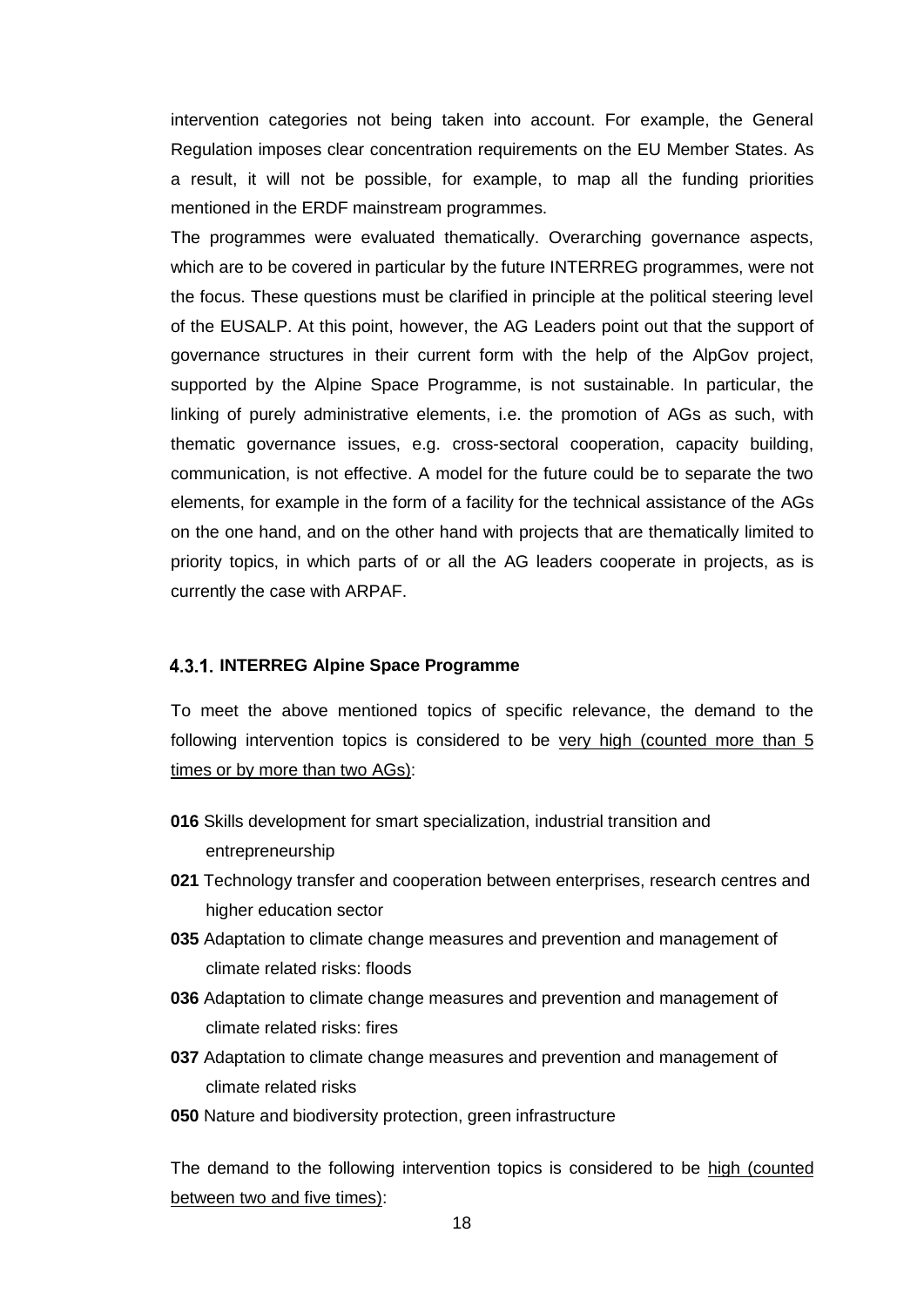intervention categories not being taken into account. For example, the General Regulation imposes clear concentration requirements on the EU Member States. As a result, it will not be possible, for example, to map all the funding priorities mentioned in the ERDF mainstream programmes.

The programmes were evaluated thematically. Overarching governance aspects, which are to be covered in particular by the future INTERREG programmes, were not the focus. These questions must be clarified in principle at the political steering level of the EUSALP. At this point, however, the AG Leaders point out that the support of governance structures in their current form with the help of the AlpGov project, supported by the Alpine Space Programme, is not sustainable. In particular, the linking of purely administrative elements, i.e. the promotion of AGs as such, with thematic governance issues, e.g. cross-sectoral cooperation, capacity building, communication, is not effective. A model for the future could be to separate the two elements, for example in the form of a facility for the technical assistance of the AGs on the one hand, and on the other hand with projects that are thematically limited to priority topics, in which parts of or all the AG leaders cooperate in projects, as is currently the case with ARPAF.

### 4.3.1. INTERREG Alpine Space Programme

To meet the above mentioned topics of specific relevance, the demand to the following intervention topics is considered to be very high (counted more than 5 times or by more than two AGs):

- **016** Skills development for smart specialization, industrial transition and entrepreneurship
- **021** Technology transfer and cooperation between enterprises, research centres and higher education sector
- **035** Adaptation to climate change measures and prevention and management of climate related risks: floods
- **036** Adaptation to climate change measures and prevention and management of climate related risks: fires
- **037** Adaptation to climate change measures and prevention and management of climate related risks
- **050** Nature and biodiversity protection, green infrastructure

The demand to the following intervention topics is considered to be high (counted between two and five times):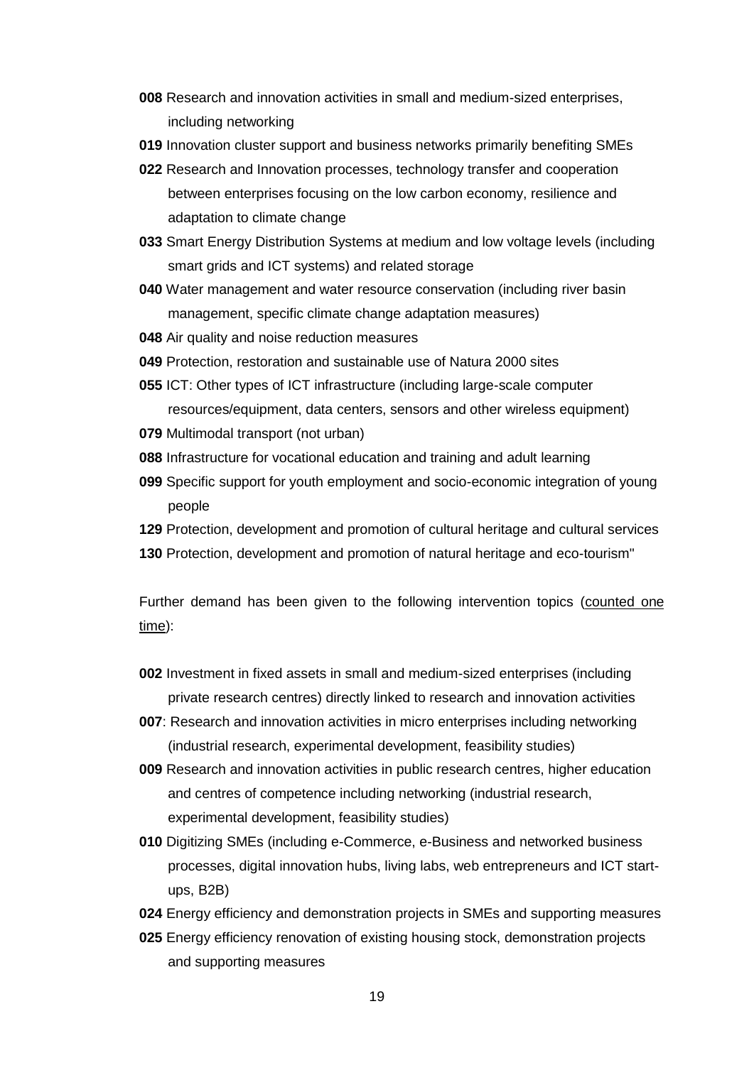**008** Research and innovation activities in small and medium-sized enterprises, including networking

**019** Innovation cluster support and business networks primarily benefiting SMEs

**022** Research and Innovation processes, technology transfer and cooperation between enterprises focusing on the low carbon economy, resilience and adaptation to climate change

**033** Smart Energy Distribution Systems at medium and low voltage levels (including smart grids and ICT systems) and related storage

**040** Water management and water resource conservation (including river basin management, specific climate change adaptation measures)

**048** Air quality and noise reduction measures

**049** Protection, restoration and sustainable use of Natura 2000 sites

**055** ICT: Other types of ICT infrastructure (including large-scale computer resources/equipment, data centers, sensors and other wireless equipment)

**079** Multimodal transport (not urban)

**088** Infrastructure for vocational education and training and adult learning

**099** Specific support for youth employment and socio-economic integration of young people

**129** Protection, development and promotion of cultural heritage and cultural services

**130** Protection, development and promotion of natural heritage and eco-tourism"

Further demand has been given to the following intervention topics (counted one time):

**002** Investment in fixed assets in small and medium-sized enterprises (including private research centres) directly linked to research and innovation activities

**007**: Research and innovation activities in micro enterprises including networking (industrial research, experimental development, feasibility studies)

**009** Research and innovation activities in public research centres, higher education and centres of competence including networking (industrial research, experimental development, feasibility studies)

**010** Digitizing SMEs (including e-Commerce, e-Business and networked business processes, digital innovation hubs, living labs, web entrepreneurs and ICT start-ups, B2B)

**024** Energy efficiency and demonstration projects in SMEs and supporting measures

**025** Energy efficiency renovation of existing housing stock, demonstration projects and supporting measures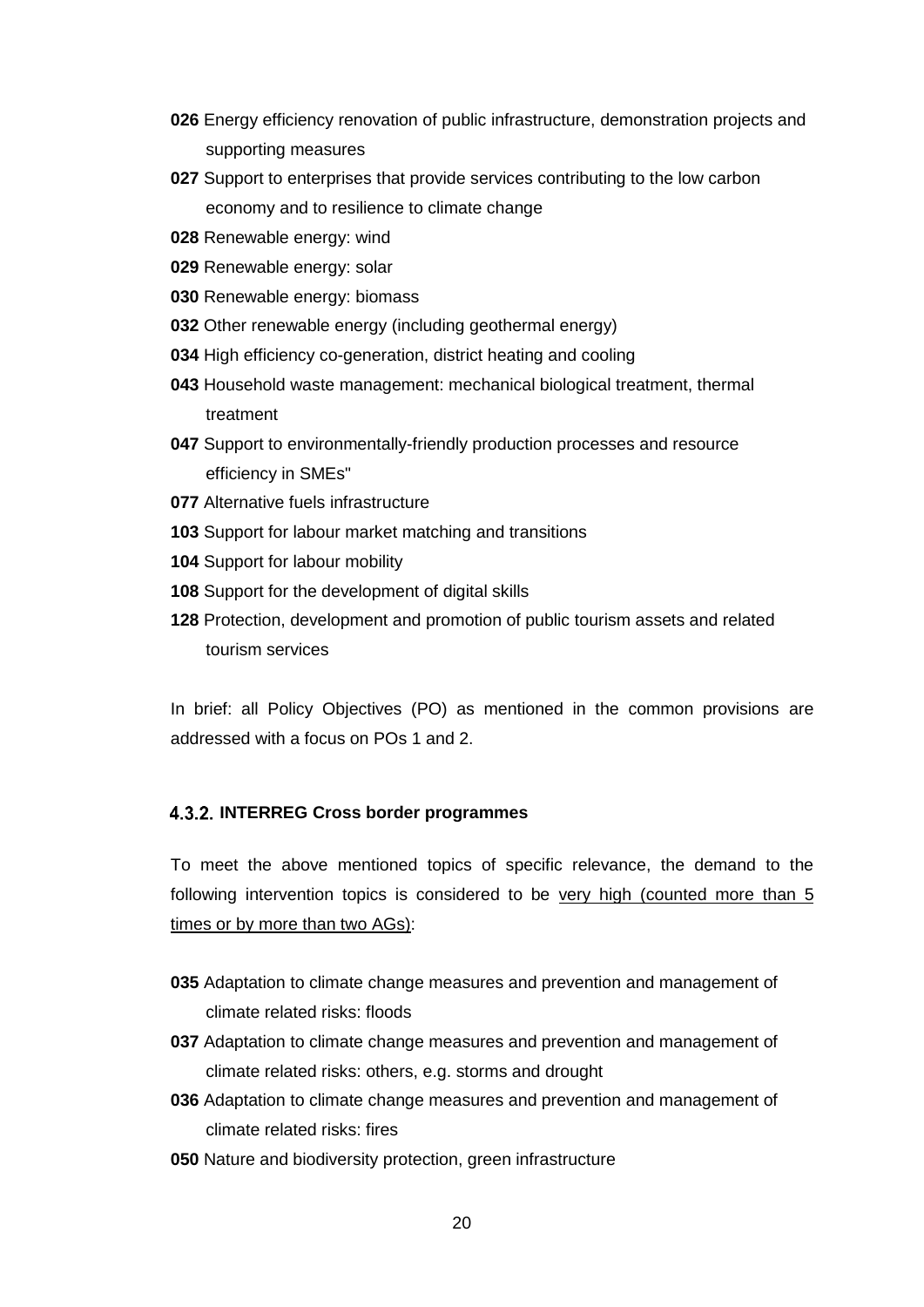**026** Energy efficiency renovation of public infrastructure, demonstration projects and supporting measures

**027** Support to enterprises that provide services contributing to the low carbon economy and to resilience to climate change

**028** Renewable energy: wind

**029** Renewable energy: solar

**030** Renewable energy: biomass

**032** Other renewable energy (including geothermal energy)

**034** High efficiency co-generation, district heating and cooling

**043** Household waste management: mechanical biological treatment, thermal treatment

**047** Support to environmentally-friendly production processes and resource efficiency in SMEs"

**077** Alternative fuels infrastructure

**103** Support for labour market matching and transitions

**104** Support for labour mobility

**108** Support for the development of digital skills

**128** Protection, development and promotion of public tourism assets and related tourism services

In brief: all Policy Objectives (PO) as mentioned in the common provisions are addressed with a focus on POs 1 and 2.

### 4.3.2. INTERREG Cross border programmes

To meet the above mentioned topics of specific relevance, the demand to the following intervention topics is considered to be very high (counted more than 5 times or by more than two AGs):

**035** Adaptation to climate change measures and prevention and management of climate related risks: floods

**037** Adaptation to climate change measures and prevention and management of climate related risks: others, e.g. storms and drought

**036** Adaptation to climate change measures and prevention and management of climate related risks: fires

**050** Nature and biodiversity protection, green infrastructure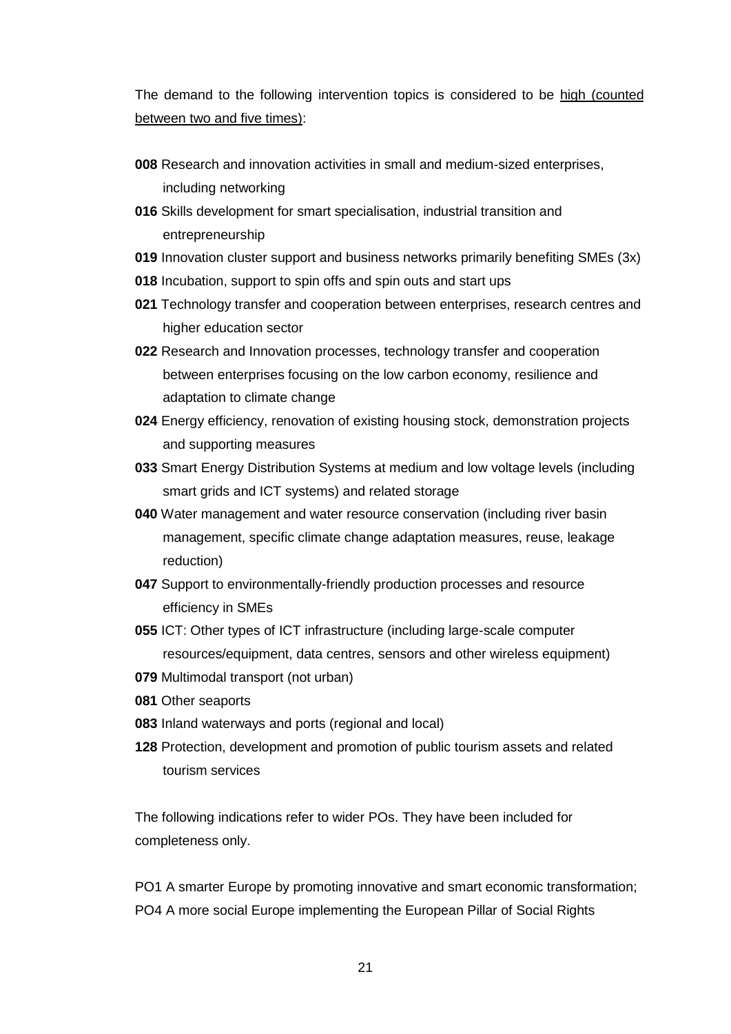The demand to the following intervention topics is considered to be <u>high (counted between two and five times)</u>:

- **008** Research and innovation activities in small and medium-sized enterprises, including networking
- **016** Skills development for smart specialisation, industrial transition and entrepreneurship
- **019** Innovation cluster support and business networks primarily benefiting SMEs (3x)
- **018** Incubation, support to spin offs and spin outs and start ups
- **021** Technology transfer and cooperation between enterprises, research centres and higher education sector
- **022** Research and Innovation processes, technology transfer and cooperation between enterprises focusing on the low carbon economy, resilience and adaptation to climate change
- **024** Energy efficiency, renovation of existing housing stock, demonstration projects and supporting measures
- **033** Smart Energy Distribution Systems at medium and low voltage levels (including smart grids and ICT systems) and related storage
- **040** Water management and water resource conservation (including river basin management, specific climate change adaptation measures, reuse, leakage reduction)
- **047** Support to environmentally-friendly production processes and resource efficiency in SMEs
- **055** ICT: Other types of ICT infrastructure (including large-scale computer resources/equipment, data centres, sensors and other wireless equipment)
- **079** Multimodal transport (not urban)
- **081** Other seaports
- **083** Inland waterways and ports (regional and local)
- **128** Protection, development and promotion of public tourism assets and related tourism services

The following indications refer to wider POs. They have been included for completeness only.

PO1 A smarter Europe by promoting innovative and smart economic transformation;
PO4 A more social Europe implementing the European Pillar of Social Rights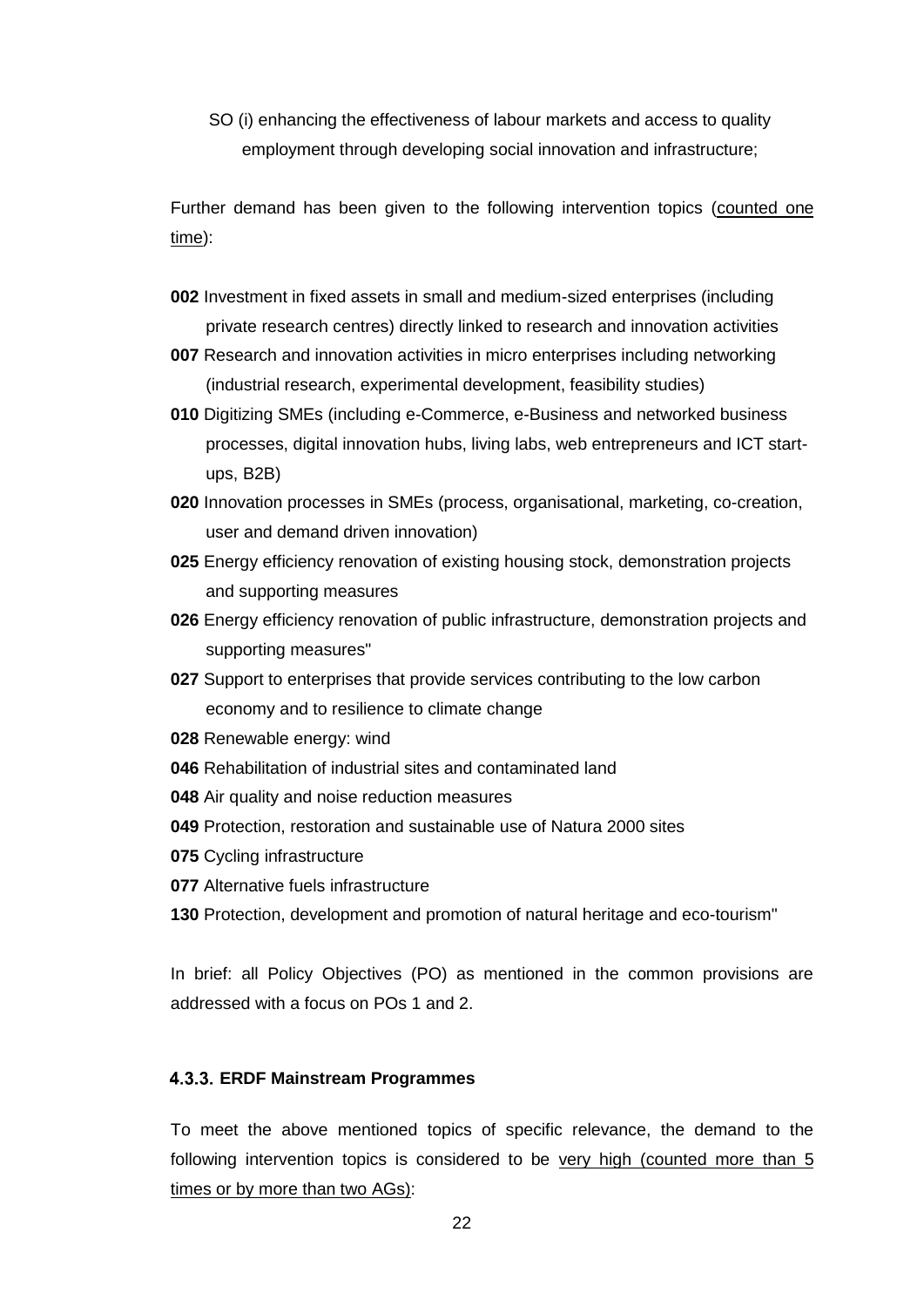SO (i) enhancing the effectiveness of labour markets and access to quality employment through developing social innovation and infrastructure;

Further demand has been given to the following intervention topics (counted one time):

**002** Investment in fixed assets in small and medium-sized enterprises (including private research centres) directly linked to research and innovation activities

**007** Research and innovation activities in micro enterprises including networking (industrial research, experimental development, feasibility studies)

**010** Digitizing SMEs (including e-Commerce, e-Business and networked business processes, digital innovation hubs, living labs, web entrepreneurs and ICT start-ups, B2B)

**020** Innovation processes in SMEs (process, organisational, marketing, co-creation, user and demand driven innovation)

**025** Energy efficiency renovation of existing housing stock, demonstration projects and supporting measures

**026** Energy efficiency renovation of public infrastructure, demonstration projects and supporting measures"

**027** Support to enterprises that provide services contributing to the low carbon economy and to resilience to climate change

**028** Renewable energy: wind

**046** Rehabilitation of industrial sites and contaminated land

**048** Air quality and noise reduction measures

**049** Protection, restoration and sustainable use of Natura 2000 sites

**075** Cycling infrastructure

**077** Alternative fuels infrastructure

**130** Protection, development and promotion of natural heritage and eco-tourism"

In brief: all Policy Objectives (PO) as mentioned in the common provisions are addressed with a focus on POs 1 and 2.

### 4.3.3. ERDF Mainstream Programmes

To meet the above mentioned topics of specific relevance, the demand to the following intervention topics is considered to be very high (counted more than 5 times or by more than two AGs):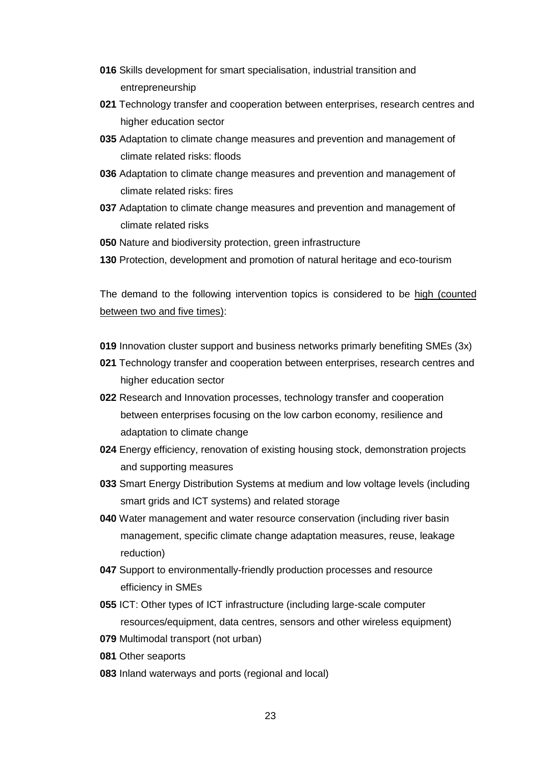**016** Skills development for smart specialisation, industrial transition and entrepreneurship

**021** Technology transfer and cooperation between enterprises, research centres and higher education sector

**035** Adaptation to climate change measures and prevention and management of climate related risks: floods

**036** Adaptation to climate change measures and prevention and management of climate related risks: fires

**037** Adaptation to climate change measures and prevention and management of climate related risks

**050** Nature and biodiversity protection, green infrastructure

**130** Protection, development and promotion of natural heritage and eco-tourism

The demand to the following intervention topics is considered to be high (counted between two and five times):

**019** Innovation cluster support and business networks primarily benefiting SMEs (3x)

**021** Technology transfer and cooperation between enterprises, research centres and higher education sector

**022** Research and Innovation processes, technology transfer and cooperation between enterprises focusing on the low carbon economy, resilience and adaptation to climate change

**024** Energy efficiency, renovation of existing housing stock, demonstration projects and supporting measures

**033** Smart Energy Distribution Systems at medium and low voltage levels (including smart grids and ICT systems) and related storage

**040** Water management and water resource conservation (including river basin management, specific climate change adaptation measures, reuse, leakage reduction)

**047** Support to environmentally-friendly production processes and resource efficiency in SMEs

**055** ICT: Other types of ICT infrastructure (including large-scale computer resources/equipment, data centres, sensors and other wireless equipment)

**079** Multimodal transport (not urban)

**081** Other seaports

**083** Inland waterways and ports (regional and local)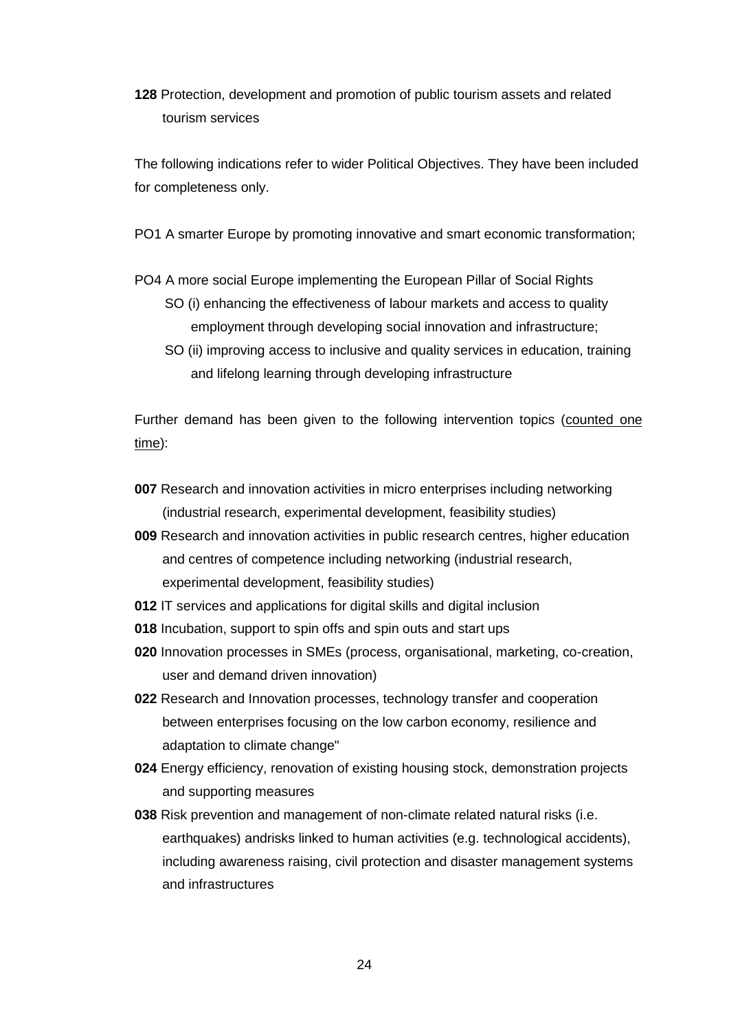**128** Protection, development and promotion of public tourism assets and related tourism services

The following indications refer to wider Political Objectives. They have been included for completeness only.

PO1 A smarter Europe by promoting innovative and smart economic transformation;

PO4 A more social Europe implementing the European Pillar of Social Rights

- SO (i) enhancing the effectiveness of labour markets and access to quality employment through developing social innovation and infrastructure;
- SO (ii) improving access to inclusive and quality services in education, training and lifelong learning through developing infrastructure

Further demand has been given to the following intervention topics (<u>counted one time</u>):

**007** Research and innovation activities in micro enterprises including networking (industrial research, experimental development, feasibility studies)

**009** Research and innovation activities in public research centres, higher education and centres of competence including networking (industrial research, experimental development, feasibility studies)

**012** IT services and applications for digital skills and digital inclusion

**018** Incubation, support to spin offs and spin outs and start ups

**020** Innovation processes in SMEs (process, organisational, marketing, co-creation, user and demand driven innovation)

**022** Research and Innovation processes, technology transfer and cooperation between enterprises focusing on the low carbon economy, resilience and adaptation to climate change"

**024** Energy efficiency, renovation of existing housing stock, demonstration projects and supporting measures

**038** Risk prevention and management of non-climate related natural risks (i.e. earthquakes) andrisks linked to human activities (e.g. technological accidents), including awareness raising, civil protection and disaster management systems and infrastructures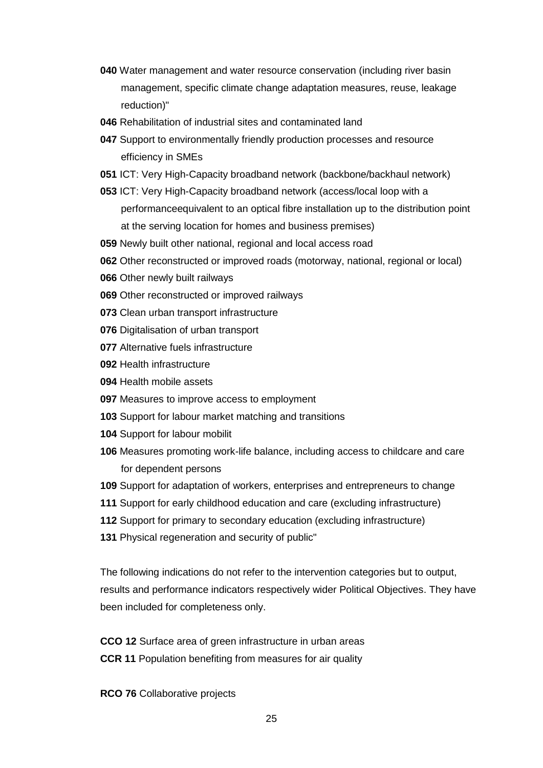**040** Water management and water resource conservation (including river basin management, specific climate change adaptation measures, reuse, leakage reduction)"

**046** Rehabilitation of industrial sites and contaminated land

**047** Support to environmentally friendly production processes and resource efficiency in SMEs

**051** ICT: Very High-Capacity broadband network (backbone/backhaul network)

**053** ICT: Very High-Capacity broadband network (access/local loop with a performanceequivalent to an optical fibre installation up to the distribution point at the serving location for homes and business premises)

**059** Newly built other national, regional and local access road

**062** Other reconstructed or improved roads (motorway, national, regional or local)

**066** Other newly built railways

**069** Other reconstructed or improved railways

**073** Clean urban transport infrastructure

**076** Digitalisation of urban transport

**077** Alternative fuels infrastructure

**092** Health infrastructure

**094** Health mobile assets

**097** Measures to improve access to employment

**103** Support for labour market matching and transitions

**104** Support for labour mobilit

**106** Measures promoting work-life balance, including access to childcare and care for dependent persons

**109** Support for adaptation of workers, enterprises and entrepreneurs to change

**111** Support for early childhood education and care (excluding infrastructure)

**112** Support for primary to secondary education (excluding infrastructure)

**131** Physical regeneration and security of public"

The following indications do not refer to the intervention categories but to output, results and performance indicators respectively wider Political Objectives. They have been included for completeness only.

**CCO 12** Surface area of green infrastructure in urban areas

**CCR 11** Population benefiting from measures for air quality

**RCO 76** Collaborative projects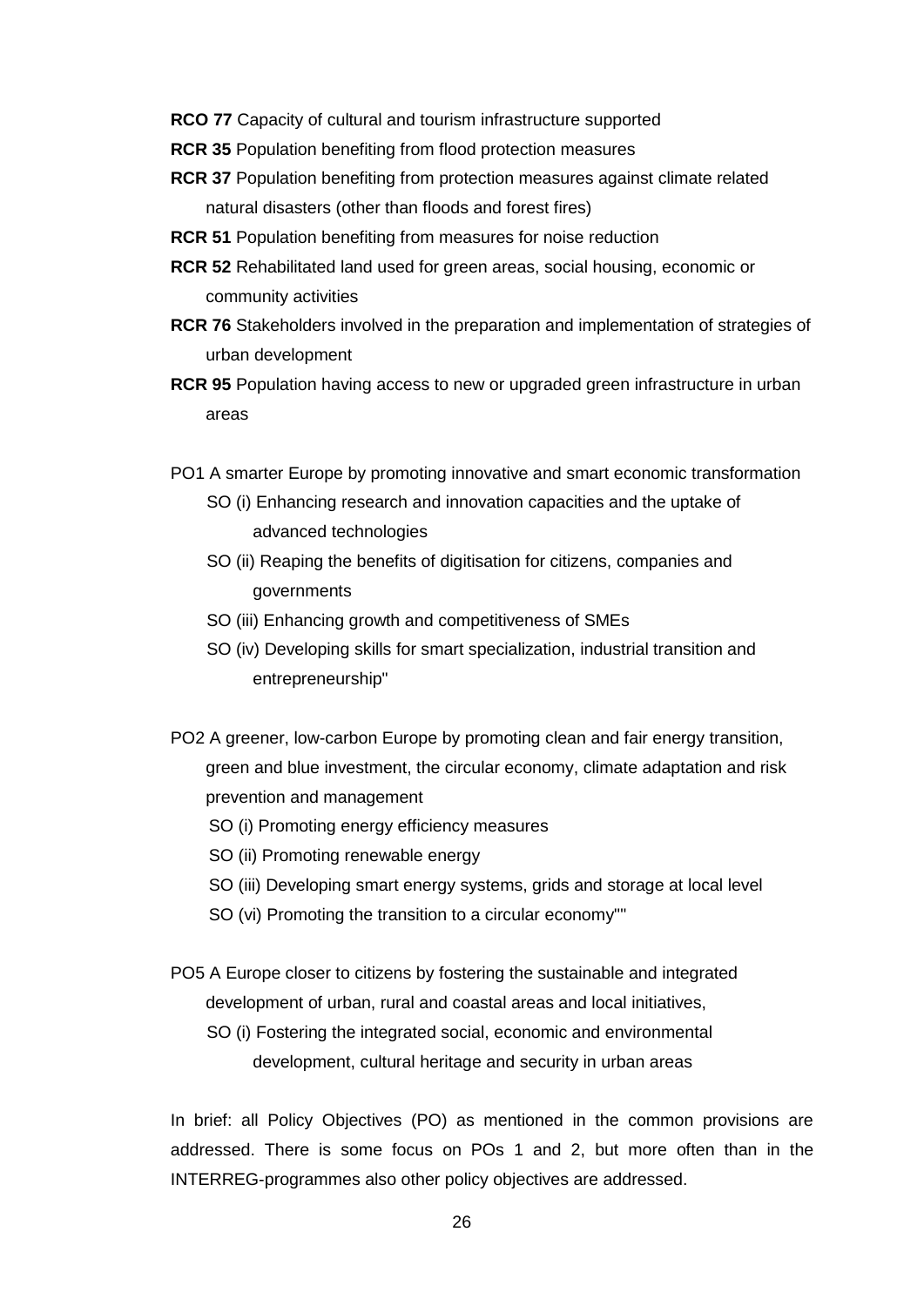**RCO 77** Capacity of cultural and tourism infrastructure supported

**RCR 35** Population benefiting from flood protection measures

**RCR 37** Population benefiting from protection measures against climate related natural disasters (other than floods and forest fires)

**RCR 51** Population benefiting from measures for noise reduction

**RCR 52** Rehabilitated land used for green areas, social housing, economic or community activities

**RCR 76** Stakeholders involved in the preparation and implementation of strategies of urban development

**RCR 95** Population having access to new or upgraded green infrastructure in urban areas

PO1 A smarter Europe by promoting innovative and smart economic transformation

- SO (i) Enhancing research and innovation capacities and the uptake of advanced technologies
- SO (ii) Reaping the benefits of digitisation for citizens, companies and governments
- SO (iii) Enhancing growth and competitiveness of SMEs
- SO (iv) Developing skills for smart specialization, industrial transition and entrepreneurship"

PO2 A greener, low-carbon Europe by promoting clean and fair energy transition, green and blue investment, the circular economy, climate adaptation and risk prevention and management

- SO (i) Promoting energy efficiency measures
- SO (ii) Promoting renewable energy
- SO (iii) Developing smart energy systems, grids and storage at local level
- SO (vi) Promoting the transition to a circular economy""

PO5 A Europe closer to citizens by fostering the sustainable and integrated development of urban, rural and coastal areas and local initiatives,

- SO (i) Fostering the integrated social, economic and environmental development, cultural heritage and security in urban areas

In brief: all Policy Objectives (PO) as mentioned in the common provisions are addressed. There is some focus on POs 1 and 2, but more often than in the INTERREG-programmes also other policy objectives are addressed.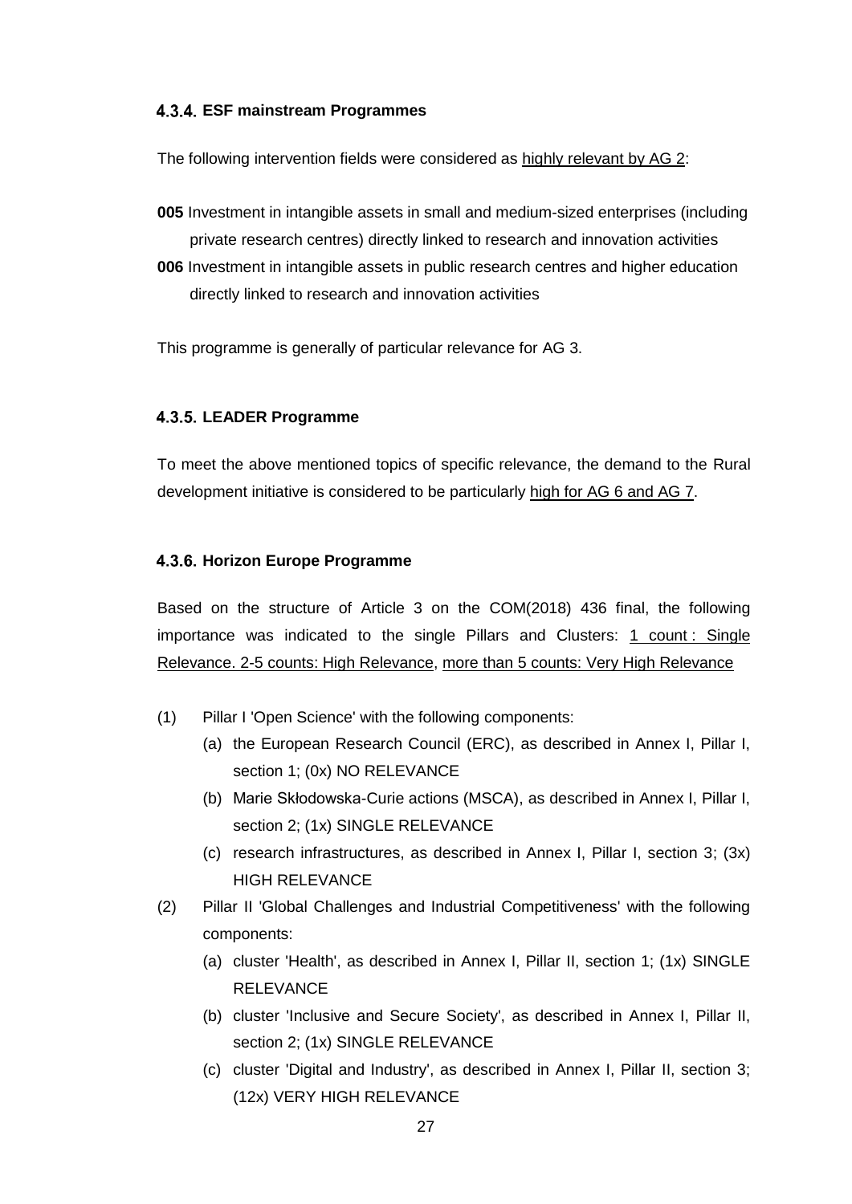### 4.3.4. ESF mainstream Programmes

The following intervention fields were considered as highly relevant by AG 2:

**005** Investment in intangible assets in small and medium-sized enterprises (including private research centres) directly linked to research and innovation activities

**006** Investment in intangible assets in public research centres and higher education directly linked to research and innovation activities

This programme is generally of particular relevance for AG 3.

### 4.3.5. LEADER Programme

To meet the above mentioned topics of specific relevance, the demand to the Rural development initiative is considered to be particularly high for AG 6 and AG 7.

### 4.3.6. Horizon Europe Programme

Based on the structure of Article 3 on the COM(2018) 436 final, the following importance was indicated to the single Pillars and Clusters: 1 count : Single Relevance. 2-5 counts: High Relevance, more than 5 counts: Very High Relevance

(1) Pillar I 'Open Science' with the following components:
   - (a) the European Research Council (ERC), as described in Annex I, Pillar I, section 1; (0x) NO RELEVANCE
   - (b) Marie Skłodowska-Curie actions (MSCA), as described in Annex I, Pillar I, section 2; (1x) SINGLE RELEVANCE
   - (c) research infrastructures, as described in Annex I, Pillar I, section 3; (3x) HIGH RELEVANCE

(2) Pillar II 'Global Challenges and Industrial Competitiveness' with the following components:
   - (a) cluster 'Health', as described in Annex I, Pillar II, section 1; (1x) SINGLE RELEVANCE
   - (b) cluster 'Inclusive and Secure Society', as described in Annex I, Pillar II, section 2; (1x) SINGLE RELEVANCE
   - (c) cluster 'Digital and Industry', as described in Annex I, Pillar II, section 3; (12x) VERY HIGH RELEVANCE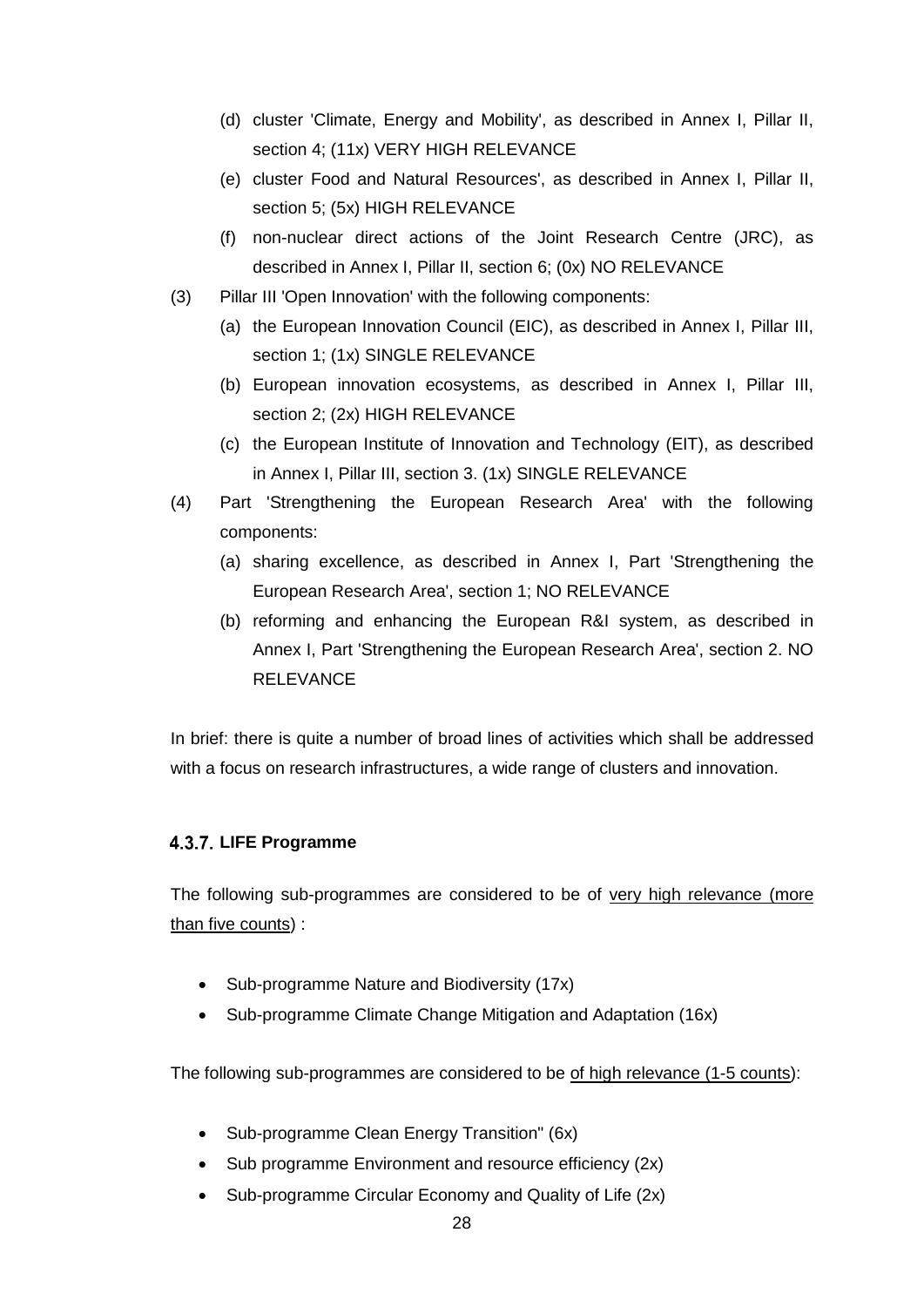(d) cluster 'Climate, Energy and Mobility', as described in Annex I, Pillar II, section 4; (11x) VERY HIGH RELEVANCE

(e) cluster Food and Natural Resources', as described in Annex I, Pillar II, section 5; (5x) HIGH RELEVANCE

(f) non-nuclear direct actions of the Joint Research Centre (JRC), as described in Annex I, Pillar II, section 6; (0x) NO RELEVANCE

(3) Pillar III 'Open Innovation' with the following components:

(a) the European Innovation Council (EIC), as described in Annex I, Pillar III, section 1; (1x) SINGLE RELEVANCE

(b) European innovation ecosystems, as described in Annex I, Pillar III, section 2; (2x) HIGH RELEVANCE

(c) the European Institute of Innovation and Technology (EIT), as described in Annex I, Pillar III, section 3. (1x) SINGLE RELEVANCE

(4) Part 'Strengthening the European Research Area' with the following components:

(a) sharing excellence, as described in Annex I, Part 'Strengthening the European Research Area', section 1; NO RELEVANCE

(b) reforming and enhancing the European R&I system, as described in Annex I, Part 'Strengthening the European Research Area', section 2. NO RELEVANCE

In brief: there is quite a number of broad lines of activities which shall be addressed with a focus on research infrastructures, a wide range of clusters and innovation.

### 4.3.7. LIFE Programme

The following sub-programmes are considered to be of very high relevance (more than five counts) :

- Sub-programme Nature and Biodiversity (17x)
- Sub-programme Climate Change Mitigation and Adaptation (16x)

The following sub-programmes are considered to be of high relevance (1-5 counts):

- Sub-programme Clean Energy Transition" (6x)
- Sub programme Environment and resource efficiency (2x)
- Sub-programme Circular Economy and Quality of Life (2x)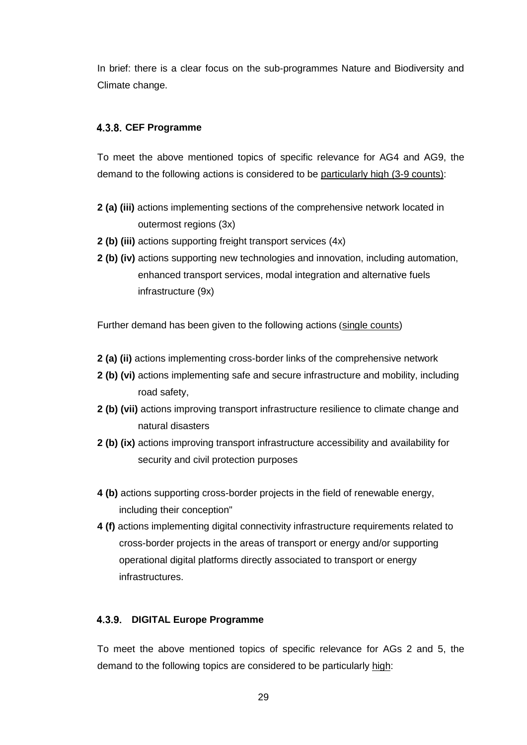In brief: there is a clear focus on the sub-programmes Nature and Biodiversity and Climate change.

### 4.3.8. CEF Programme

To meet the above mentioned topics of specific relevance for AG4 and AG9, the demand to the following actions is considered to be particularly high (3-9 counts):

**2 (a) (iii)** actions implementing sections of the comprehensive network located in outermost regions (3x)

**2 (b) (iii)** actions supporting freight transport services (4x)

**2 (b) (iv)** actions supporting new technologies and innovation, including automation, enhanced transport services, modal integration and alternative fuels infrastructure (9x)

Further demand has been given to the following actions (single counts)

**2 (a) (ii)** actions implementing cross-border links of the comprehensive network

**2 (b) (vi)** actions implementing safe and secure infrastructure and mobility, including road safety,

**2 (b) (vii)** actions improving transport infrastructure resilience to climate change and natural disasters

**2 (b) (ix)** actions improving transport infrastructure accessibility and availability for security and civil protection purposes

**4 (b)** actions supporting cross-border projects in the field of renewable energy, including their conception"

**4 (f)** actions implementing digital connectivity infrastructure requirements related to cross-border projects in the areas of transport or energy and/or supporting operational digital platforms directly associated to transport or energy infrastructures.

### 4.3.9. DIGITAL Europe Programme

To meet the above mentioned topics of specific relevance for AGs 2 and 5, the demand to the following topics are considered to be particularly high: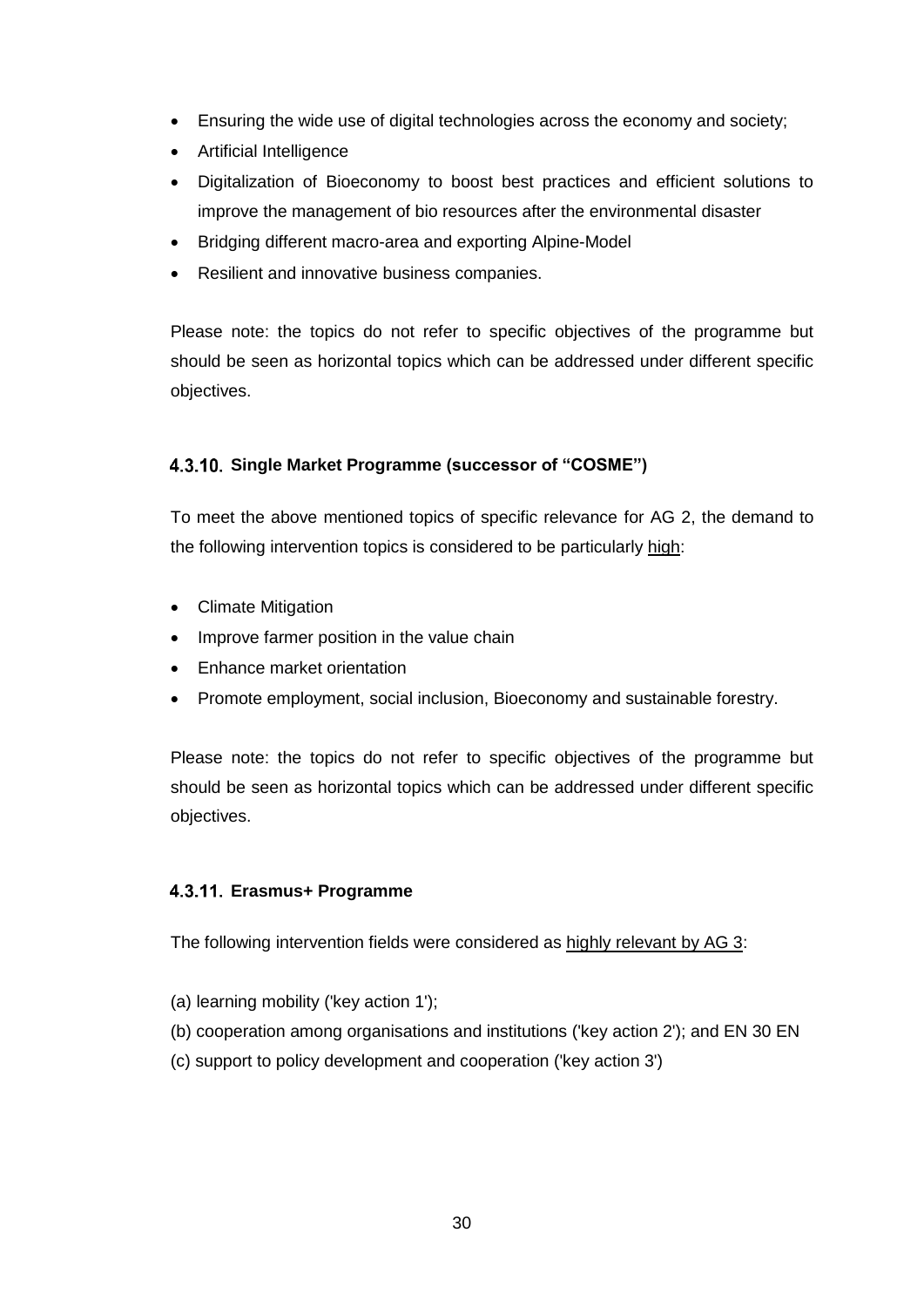- Ensuring the wide use of digital technologies across the economy and society;
- Artificial Intelligence
- Digitalization of Bioeconomy to boost best practices and efficient solutions to improve the management of bio resources after the environmental disaster
- Bridging different macro-area and exporting Alpine-Model
- Resilient and innovative business companies.

Please note: the topics do not refer to specific objectives of the programme but should be seen as horizontal topics which can be addressed under different specific objectives.

### 4.3.10. Single Market Programme (successor of "COSME")

To meet the above mentioned topics of specific relevance for AG 2, the demand to the following intervention topics is considered to be particularly high:

- Climate Mitigation
- Improve farmer position in the value chain
- Enhance market orientation
- Promote employment, social inclusion, Bioeconomy and sustainable forestry.

Please note: the topics do not refer to specific objectives of the programme but should be seen as horizontal topics which can be addressed under different specific objectives.

### 4.3.11. Erasmus+ Programme

The following intervention fields were considered as highly relevant by AG 3:

(a) learning mobility ('key action 1');

(b) cooperation among organisations and institutions ('key action 2'); and EN 30 EN

(c) support to policy development and cooperation ('key action 3')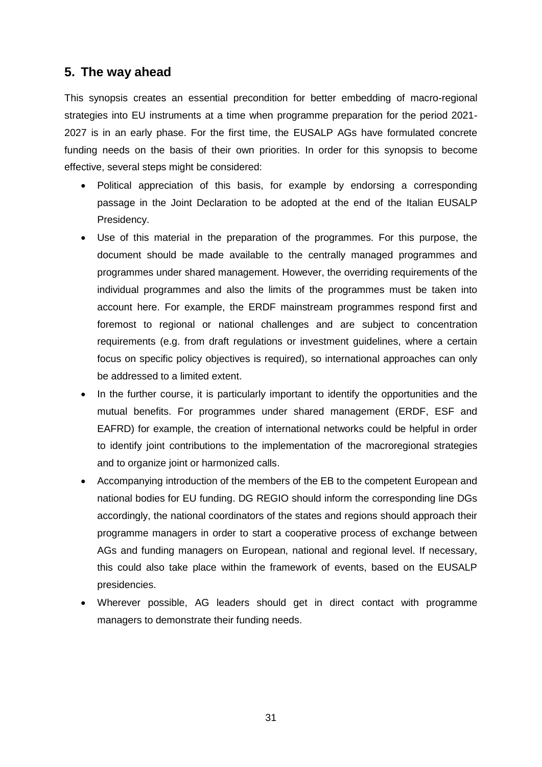## 5. The way ahead

This synopsis creates an essential precondition for better embedding of macro-regional strategies into EU instruments at a time when programme preparation for the period 2021-2027 is in an early phase. For the first time, the EUSALP AGs have formulated concrete funding needs on the basis of their own priorities. In order for this synopsis to become effective, several steps might be considered:

- Political appreciation of this basis, for example by endorsing a corresponding passage in the Joint Declaration to be adopted at the end of the Italian EUSALP Presidency.
- Use of this material in the preparation of the programmes. For this purpose, the document should be made available to the centrally managed programmes and programmes under shared management. However, the overriding requirements of the individual programmes and also the limits of the programmes must be taken into account here. For example, the ERDF mainstream programmes respond first and foremost to regional or national challenges and are subject to concentration requirements (e.g. from draft regulations or investment guidelines, where a certain focus on specific policy objectives is required), so international approaches can only be addressed to a limited extent.
- In the further course, it is particularly important to identify the opportunities and the mutual benefits. For programmes under shared management (ERDF, ESF and EAFRD) for example, the creation of international networks could be helpful in order to identify joint contributions to the implementation of the macroregional strategies and to organize joint or harmonized calls.
- Accompanying introduction of the members of the EB to the competent European and national bodies for EU funding. DG REGIO should inform the corresponding line DGs accordingly, the national coordinators of the states and regions should approach their programme managers in order to start a cooperative process of exchange between AGs and funding managers on European, national and regional level. If necessary, this could also take place within the framework of events, based on the EUSALP presidencies.
- Wherever possible, AG leaders should get in direct contact with programme managers to demonstrate their funding needs.